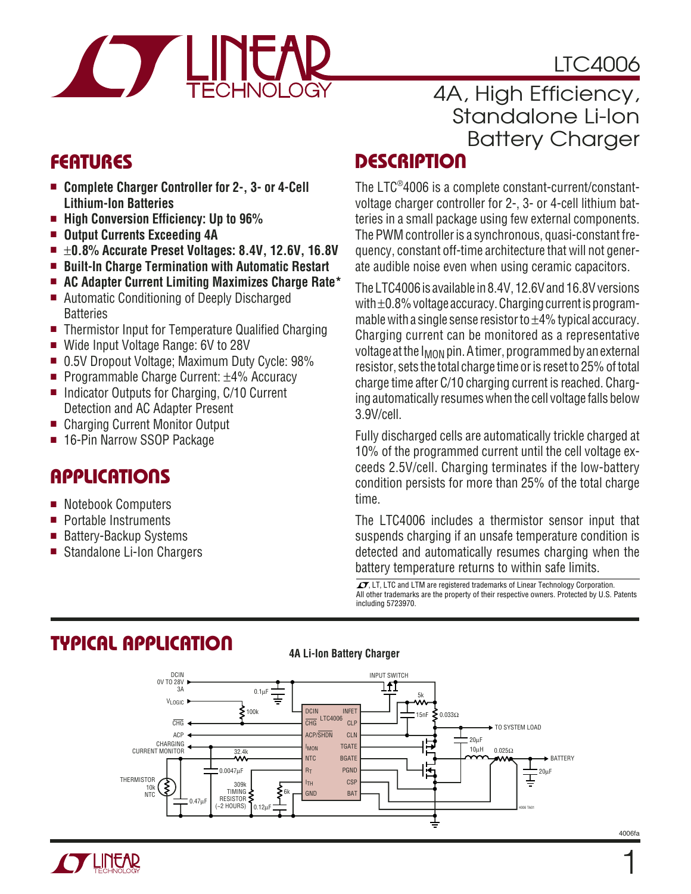# LTC4006

## 4A, High Efficiency, Standalone Li-Ion Battery Charger

## FEATURES

- **Complete Charger Controller for 2-, 3- or 4-Cell Lithium-Ion Batteries**
- **High Conversion Efficiency: Up to 96%**
- **Output Currents Exceeding 4A**
- **±0.8% Accurate Preset Voltages: 8.4V, 12.6V, 16.8V**
- **Built-In Charge Termination with Automatic Restart**
- **AC Adapter Current Limiting Maximizes Charge Rate***
- Automatic Conditioning of Deeply Discharged Batteries
- Thermistor Input for Temperature Qualified Charging
- Wide Input Voltage Range: 6V to 28V
- 0.5V Dropout Voltage; Maximum Duty Cycle: 98%
- Programmable Charge Current: ±4% Accuracy
- Indicator Outputs for Charging, C/10 Current Detection and AC Adapter Present
- Charging Current Monitor Output
- 16-Pin Narrow SSOP Package

## APPLICATIONS

- Notebook Computers
- Portable Instruments
- Battery-Backup Systems
- Standalone Li-Ion Chargers

## DESCRIPTION

The LTC®4006 is a complete constant-current/constant-voltage charger controller for 2-, 3- or 4-cell lithium batteries in a small package using few external components. The PWM controller is a synchronous, quasi-constant frequency, constant off-time architecture that will not generate audible noise even when using ceramic capacitors.

The LTC4006 is available in 8.4V, 12.6V and 16.8V versions with ±0.8% voltage accuracy. Charging current is programmable with a single sense resistor to ±4% typical accuracy. Charging current can be monitored as a representative voltage at the $I_{MON}$ pin. A timer, programmed by an external resistor, sets the total charge time or is reset to 25% of total charge time after C/10 charging current is reached. Charging automatically resumes when the cell voltage falls below 3.9V/cell.

Fully discharged cells are automatically trickle charged at 10% of the programmed current until the cell voltage exceeds 2.5V/cell. Charging terminates if the low-battery condition persists for more than 25% of the total charge time.

The LTC4006 includes a thermistor sensor input that suspends charging if an unsafe temperature condition is detected and automatically resumes charging when the battery temperature returns to within safe limits.

LT, LTC and LTM are registered trademarks of Linear Technology Corporation. All other trademarks are the property of their respective owners. Protected by U.S. Patents including 5723970.

## TYPICAL APPLICATION

**4A Li-Ion Battery Charger**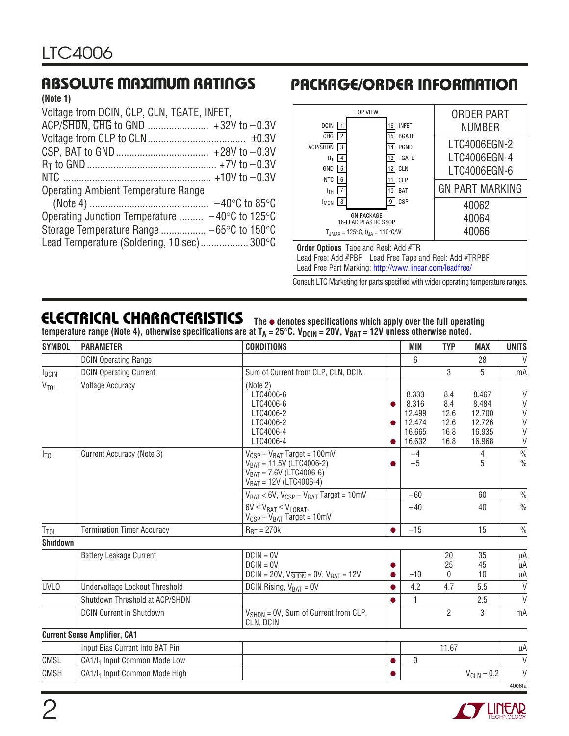## ABSOLUTE MAXIMUM RATINGS

**(Note 1)**

Voltage from DCIN, CLP, CLN, TGATE, INFET, ACP/$\overline{SHDN}$, $\overline{CHG}$ to GND ....................... +32V to –0.3V
Voltage from CLP to CLN .................................... ±0.3V
CSP, BAT to GND .................................. +28V to –0.3V
$R_T$ to GND ................................................. +7V to –0.3V
NTC ........................................................ +10V to –0.3V
Operating Ambient Temperature Range (Note 4) ............................................ –40°C to 85°C
Operating Junction Temperature ......... –40°C to 125°C
Storage Temperature Range ................. –65°C to 150°C
Lead Temperature (Soldering, 10 sec) .................. 300°C

## PACKAGE/ORDER INFORMATION

TOP VIEW

| Pin | Name | Pin | Name |
|---|---|---|---|
| 1 | DCIN | 16 | INFET |
| 2 | $\overline{CHG}$ | 15 | BGATE |
| 3 | ACP/$\overline{SHDN}$ | 14 | PGND |
| 4 | $R_T$ | 13 | TGATE |
| 5 | GND | 12 | CLN |
| 6 | NTC | 11 | CLP |
| 7 | $I_{TH}$ | 10 | BAT |
| 8 | $I_{MON}$ | 9 | CSP |

GN PACKAGE
16-LEAD PLASTIC SSOP
$T_{JMAX}$ = 125°C, $\theta_{JA}$ = 110°C/W

| ORDER PART NUMBER | GN PART MARKING |
|---|---|
| LTC4006EGN-2 | 40062 |
| LTC4006EGN-4 | 40064 |
| LTC4006EGN-6 | 40066 |

**Order Options** Tape and Reel: Add #TR
Lead Free: Add #PBF  Lead Free Tape and Reel: Add #TRPBF
Lead Free Part Marking: http://www.linear.com/leadfree/

Consult LTC Marketing for parts specified with wider operating temperature ranges.

## ELECTRICAL CHARACTERISTICS

**The ● denotes specifications which apply over the full operating temperature range (Note 4), otherwise specifications are at $T_A$ = 25°C. $V_{DCIN}$ = 20V, $V_{BAT}$ = 12V unless otherwise noted.**

| SYMBOL | PARAMETER | CONDITIONS | | MIN | TYP | MAX | UNITS |
|---|---|---|---|---|---|---|---|
| | DCIN Operating Range | | | 6 | | 28 | V |
| $I_{DCIN}$ | DCIN Operating Current | Sum of Current from CLP, CLN, DCIN | | | 3 | 5 | mA |
| $V_{TOL}$ | Voltage Accuracy | (Note 2) | | | | | |
| | | LTC4006-6 | | 8.333 | 8.4 | 8.467 | V |
| | | LTC4006-6 | ● | 8.316 | 8.4 | 8.484 | V |
| | | LTC4006-2 | | 12.499 | 12.6 | 12.700 | V |
| | | LTC4006-2 | ● | 12.474 | 12.6 | 12.726 | V |
| | | LTC4006-4 | | 16.665 | 16.8 | 16.935 | V |
| | | LTC4006-4 | ● | 16.632 | 16.8 | 16.968 | V |
| $I_{TOL}$ | Current Accuracy (Note 3) | $V_{CSP} – V_{BAT}$ Target = 100mV | | –4 | | 4 | % |
| | | $V_{BAT}$ = 11.5V (LTC4006-2) $V_{BAT}$ = 7.6V (LTC4006-6) $V_{BAT}$ = 12V (LTC4006-4) | ● | –5 | | 5 | % |
| | | $V_{BAT}$ < 6V, $V_{CSP} – V_{BAT}$ Target = 10mV | | –60 | | 60 | % |
| | | 6V ≤ $V_{BAT}$ ≤ $V_{LOBAT}$, $V_{CSP} – V_{BAT}$ Target = 10mV | | –40 | | 40 | % |
| $T_{TOL}$ | Termination Timer Accuracy | $R_{RT}$ = 270k | ● | –15 | | 15 | % |
| **Shutdown** | | | | | | | |
| | Battery Leakage Current | DCIN = 0V | | | 20 | 35 | µA |
| | | DCIN = 0V | ● | | 25 | 45 | µA |
| | | DCIN = 20V, $V_{\overline{SHDN}}$ = 0V, $V_{BAT}$ = 12V | ● | –10 | 0 | 10 | µA |
| UVLO | Undervoltage Lockout Threshold | DCIN Rising, $V_{BAT}$ = 0V | ● | 4.2 | 4.7 | 5.5 | V |
| | Shutdown Threshold at ACP/$\overline{SHDN}$ | | ● | 1 | | 2.5 | V |
| | DCIN Current in Shutdown | $V_{\overline{SHDN}}$ = 0V, Sum of Current from CLP, CLN, DCIN | | | 2 | 3 | mA |
| **Current Sense Amplifier, CA1** | | | | | | | |
| | Input Bias Current Into BAT Pin | | | | 11.67 | | µA |
| CMSL | CA1/$I_1$ Input Common Mode Low | | ● | 0 | | | V |
| CMSH | CA1/$I_1$ Input Common Mode High | | ● | | | $V_{CLN}$ – 0.2 | V |

4006fa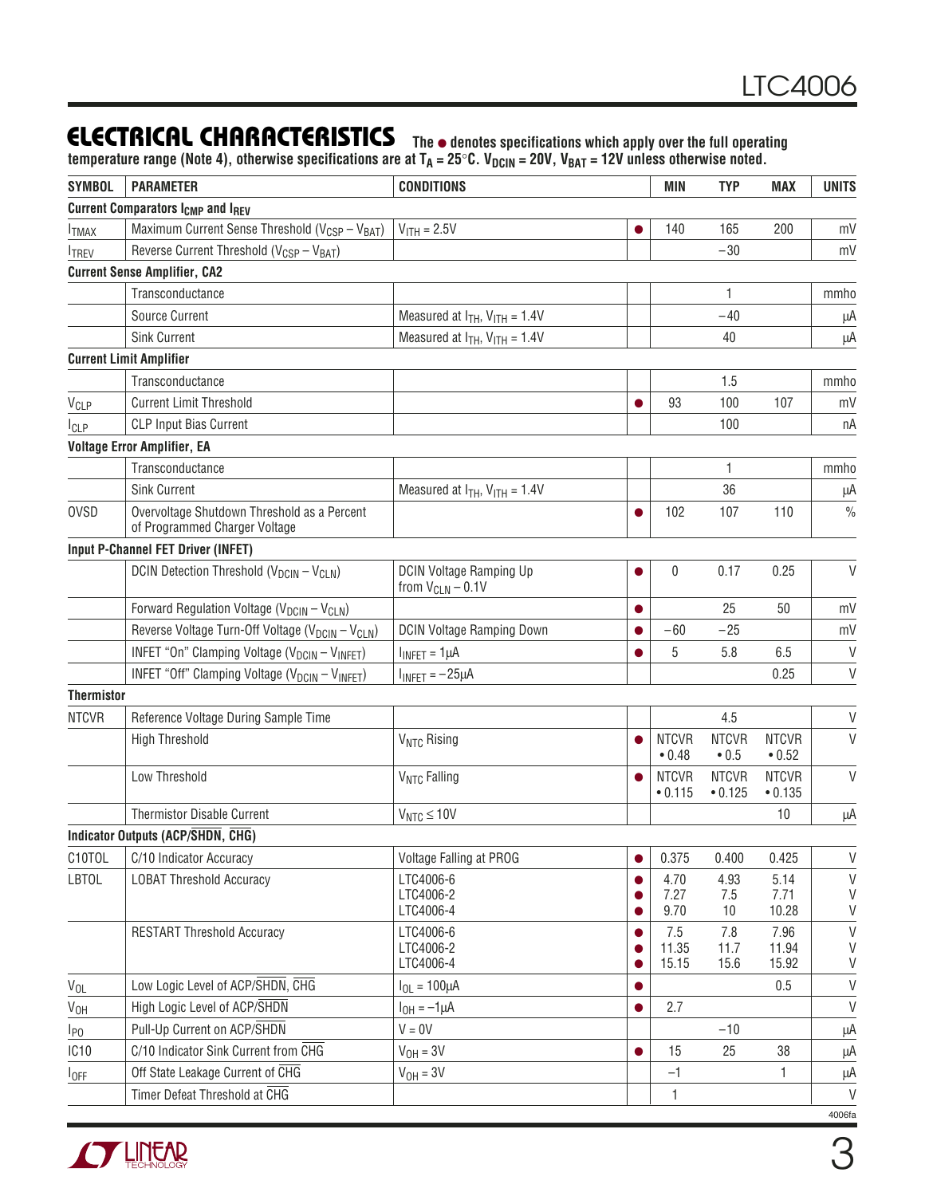## ELECTRICAL CHARACTERISTICS

**The ● denotes specifications which apply over the full operating temperature range (Note 4), otherwise specifications are at $T_A$ = 25°C. $V_{DCIN}$ = 20V, $V_{BAT}$ = 12V unless otherwise noted.**

| SYMBOL | PARAMETER | CONDITIONS | | MIN | TYP | MAX | UNITS |
|---|---|---|---|---|---|---|---|
| **Current Comparators $I_{CMP}$ and $I_{REV}$** | | | | | | | |
| $I_{TMAX}$ | Maximum Current Sense Threshold ($V_{CSP} – V_{BAT}$) | $V_{ITH}$ = 2.5V | ● | 140 | 165 | 200 | mV |
| $I_{TREV}$ | Reverse Current Threshold ($V_{CSP} – V_{BAT}$) | | | | –30 | | mV |
| **Current Sense Amplifier, CA2** | | | | | | | |
| | Transconductance | | | | 1 | | mmho |
| | Source Current | Measured at $I_{TH}$, $V_{ITH}$ = 1.4V | | | –40 | | µA |
| | Sink Current | Measured at $I_{TH}$, $V_{ITH}$ = 1.4V | | | 40 | | µA |
| **Current Limit Amplifier** | | | | | | | |
| | Transconductance | | | | 1.5 | | mmho |
| $V_{CLP}$ | Current Limit Threshold | | ● | 93 | 100 | 107 | mV |
| $I_{CLP}$ | CLP Input Bias Current | | | | 100 | | nA |
| **Voltage Error Amplifier, EA** | | | | | | | |
| | Transconductance | | | | 1 | | mmho |
| | Sink Current | Measured at $I_{TH}$, $V_{ITH}$ = 1.4V | | | 36 | | µA |
| OVSD | Overvoltage Shutdown Threshold as a Percent of Programmed Charger Voltage | | ● | 102 | 107 | 110 | % |
| **Input P-Channel FET Driver (INFET)** | | | | | | | |
| | DCIN Detection Threshold ($V_{DCIN} – V_{CLN}$) | DCIN Voltage Ramping Up from $V_{CLN}$ – 0.1V | ● | 0 | 0.17 | 0.25 | V |
| | Forward Regulation Voltage ($V_{DCIN} – V_{CLN}$) | | ● | | 25 | 50 | mV |
| | Reverse Voltage Turn-Off Voltage ($V_{DCIN} – V_{CLN}$) | DCIN Voltage Ramping Down | ● | –60 | –25 | | mV |
| | INFET "On" Clamping Voltage ($V_{DCIN} – V_{INFET}$) | $I_{INFET}$ = 1µA | ● | 5 | 5.8 | 6.5 | V |
| | INFET "Off" Clamping Voltage ($V_{DCIN} – V_{INFET}$) | $I_{INFET}$ = –25µA | | | | 0.25 | V |
| **Thermistor** | | | | | | | |
| NTCVR | Reference Voltage During Sample Time | | | | 4.5 | | V |
| | High Threshold | $V_{NTC}$ Rising | ● | NTCVR • 0.48 | NTCVR • 0.5 | NTCVR • 0.52 | V |
| | Low Threshold | $V_{NTC}$ Falling | ● | NTCVR • 0.115 | NTCVR • 0.125 | NTCVR • 0.135 | V |
| | Thermistor Disable Current | $V_{NTC}$ ≤ 10V | | | | 10 | µA |
| **Indicator Outputs (ACP/$\overline{SHDN}$, $\overline{CHG}$)** | | | | | | | |
| C10TOL | C/10 Indicator Accuracy | Voltage Falling at PROG | ● | 0.375 | 0.400 | 0.425 | V |
| LBTOL | LOBAT Threshold Accuracy | LTC4006-6<br>LTC4006-2<br>LTC4006-4 | ●<br>●<br>● | 4.70<br>7.27<br>9.70 | 4.93<br>7.5<br>10 | 5.14<br>7.71<br>10.28 | V<br>V<br>V |
| | RESTART Threshold Accuracy | LTC4006-6<br>LTC4006-2<br>LTC4006-4 | ●<br>●<br>● | 7.5<br>11.35<br>15.15 | 7.8<br>11.7<br>15.6 | 7.96<br>11.94<br>15.92 | V<br>V<br>V |
| $V_{OL}$ | Low Logic Level of ACP/$\overline{SHDN}$, $\overline{CHG}$ | $I_{OL}$ = 100µA | ● | | | 0.5 | V |
| $V_{OH}$ | High Logic Level of ACP/$\overline{SHDN}$ | $I_{OH}$ = –1µA | ● | 2.7 | | | V |
| $I_{PO}$ | Pull-Up Current on ACP/$\overline{SHDN}$ | V = 0V | | | –10 | | µA |
| IC10 | C/10 Indicator Sink Current from $\overline{CHG}$ | $V_{OH}$ = 3V | ● | 15 | 25 | 38 | µA |
| $I_{OFF}$ | Off State Leakage Current of $\overline{CHG}$ | $V_{OH}$ = 3V | | –1 | | 1 | µA |
| | Timer Defeat Threshold at $\overline{CHG}$ | | | 1 | | | V |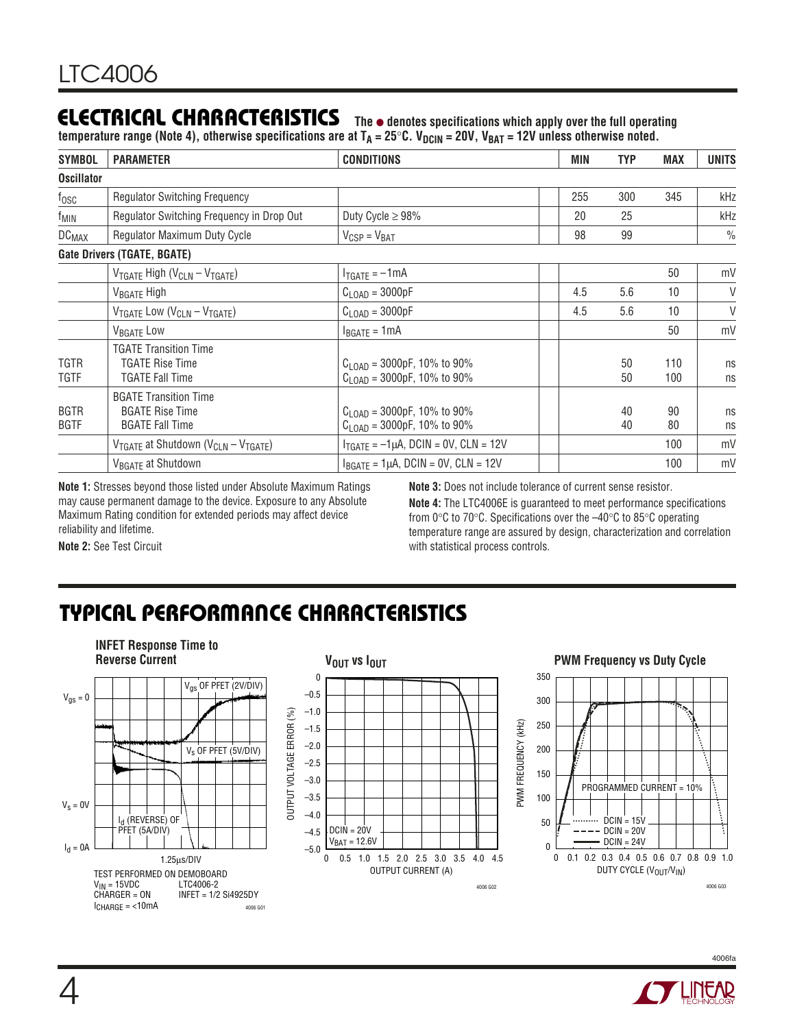## ELECTRICAL CHARACTERISTICS

**The ● denotes specifications which apply over the full operating temperature range (Note 4), otherwise specifications are at $T_A$ = 25°C. $V_{DCIN}$ = 20V, $V_{BAT}$ = 12V unless otherwise noted.**

| SYMBOL | PARAMETER | CONDITIONS | | MIN | TYP | MAX | UNITS |
|---|---|---|---|---|---|---|---|
| **Oscillator** | | | | | | | |
| $f_{OSC}$ | Regulator Switching Frequency | | | 255 | 300 | 345 | kHz |
| $f_{MIN}$ | Regulator Switching Frequency in Drop Out | Duty Cycle ≥ 98% | | 20 | 25 | | kHz |
| $DC_{MAX}$ | Regulator Maximum Duty Cycle | $V_{CSP} = V_{BAT}$ | | 98 | 99 | | % |
| **Gate Drivers (TGATE, BGATE)** | | | | | | | |
| | $V_{TGATE}$ High ($V_{CLN} - V_{TGATE}$) | $I_{TGATE}$ = –1mA | | | | 50 | mV |
| | $V_{BGATE}$ High | $C_{LOAD}$ = 3000pF | | 4.5 | 5.6 | 10 | V |
| | $V_{TGATE}$ Low ($V_{CLN} - V_{TGATE}$) | $C_{LOAD}$ = 3000pF | | 4.5 | 5.6 | 10 | V |
| | $V_{BGATE}$ Low | $I_{BGATE}$ = 1mA | | | | 50 | mV |
| | TGATE Transition Time | | | | | | |
| TGTR | TGATE Rise Time | $C_{LOAD}$ = 3000pF, 10% to 90% | | | 50 | 110 | ns |
| TGTF | TGATE Fall Time | $C_{LOAD}$ = 3000pF, 10% to 90% | | | 50 | 100 | ns |
| | BGATE Transition Time | | | | | | |
| BGTR | BGATE Rise Time | $C_{LOAD}$ = 3000pF, 10% to 90% | | | 40 | 90 | ns |
| BGTF | BGATE Fall Time | $C_{LOAD}$ = 3000pF, 10% to 90% | | | 40 | 80 | ns |
| | $V_{TGATE}$ at Shutdown ($V_{CLN} - V_{TGATE}$) | $I_{TGATE}$ = –1μA, DCIN = 0V, CLN = 12V | | | | 100 | mV |
| | $V_{BGATE}$ at Shutdown | $I_{BGATE}$ = 1μA, DCIN = 0V, CLN = 12V | | | | 100 | mV |

**Note 1:** Stresses beyond those listed under Absolute Maximum Ratings may cause permanent damage to the device. Exposure to any Absolute Maximum Rating condition for extended periods may affect device reliability and lifetime.

**Note 2:** See Test Circuit

**Note 3:** Does not include tolerance of current sense resistor.

**Note 4:** The LTC4006E is guaranteed to meet performance specifications from 0°C to 70°C. Specifications over the –40°C to 85°C operating temperature range are assured by design, characterization and correlation with statistical process controls.

## TYPICAL PERFORMANCE CHARACTERISTICS

**INFET Response Time to Reverse Current**

TEST PERFORMED ON DEMOBOARD
$V_{IN}$ = 15VDC, LTC4006-2
CHARGER = ON, INFET = 1/2 Si4925DY
$I_{CHARGE}$ = <10mA

**$V_{OUT}$ vs $I_{OUT}$**

DCIN = 20V, $V_{BAT}$ = 12.6V

**PWM Frequency vs Duty Cycle**

PROGRAMMED CURRENT = 10%; DCIN = 15V, DCIN = 20V, DCIN = 24V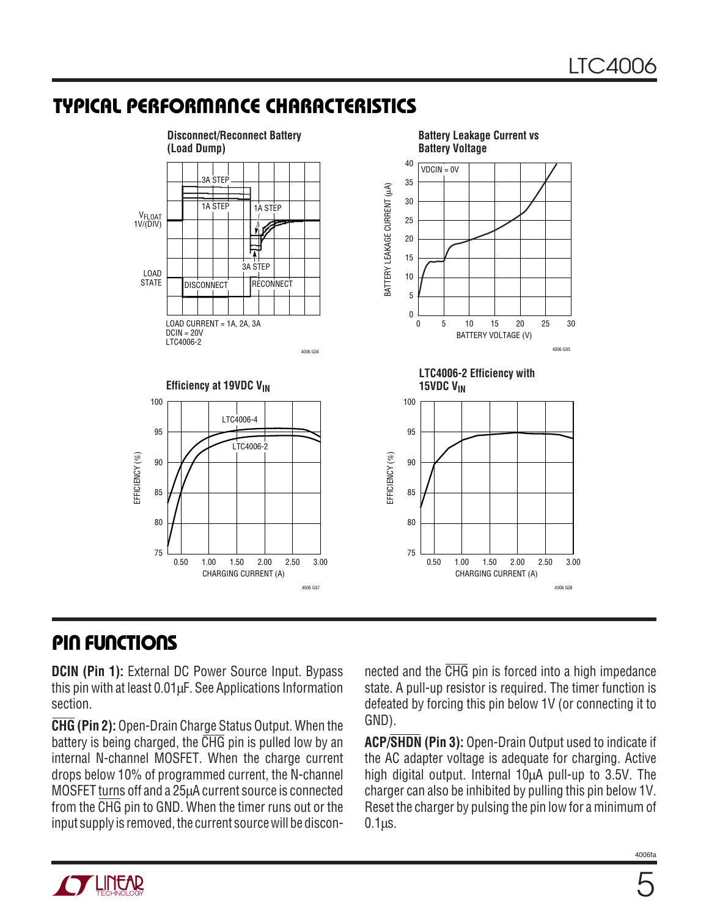## TYPICAL PERFORMANCE CHARACTERISTICS

**Disconnect/Reconnect Battery (Load Dump)**

**Battery Leakage Current vs Battery Voltage**

**Efficiency at 19VDC $V_{IN}$**

**LTC4006-2 Efficiency with 15VDC $V_{IN}$**

## PIN FUNCTIONS

**DCIN (Pin 1):** External DC Power Source Input. Bypass this pin with at least 0.01µF. See Applications Information section.

**$\overline{CHG}$ (Pin 2):** Open-Drain Charge Status Output. When the battery is being charged, the $\overline{CHG}$ pin is pulled low by an internal N-channel MOSFET. When the charge current drops below 10% of programmed current, the N-channel MOSFET turns off and a 25µA current source is connected from the $\overline{CHG}$ pin to GND. When the timer runs out or the input supply is removed, the current source will be disconnected and the $\overline{CHG}$ pin is forced into a high impedance state. A pull-up resistor is required. The timer function is defeated by forcing this pin below 1V (or connecting it to GND).

**ACP/$\overline{SHDN}$ (Pin 3):** Open-Drain Output used to indicate if the AC adapter voltage is adequate for charging. Active high digital output. Internal 10µA pull-up to 3.5V. The charger can also be inhibited by pulling this pin below 1V. Reset the charger by pulsing the pin low for a minimum of 0.1µs.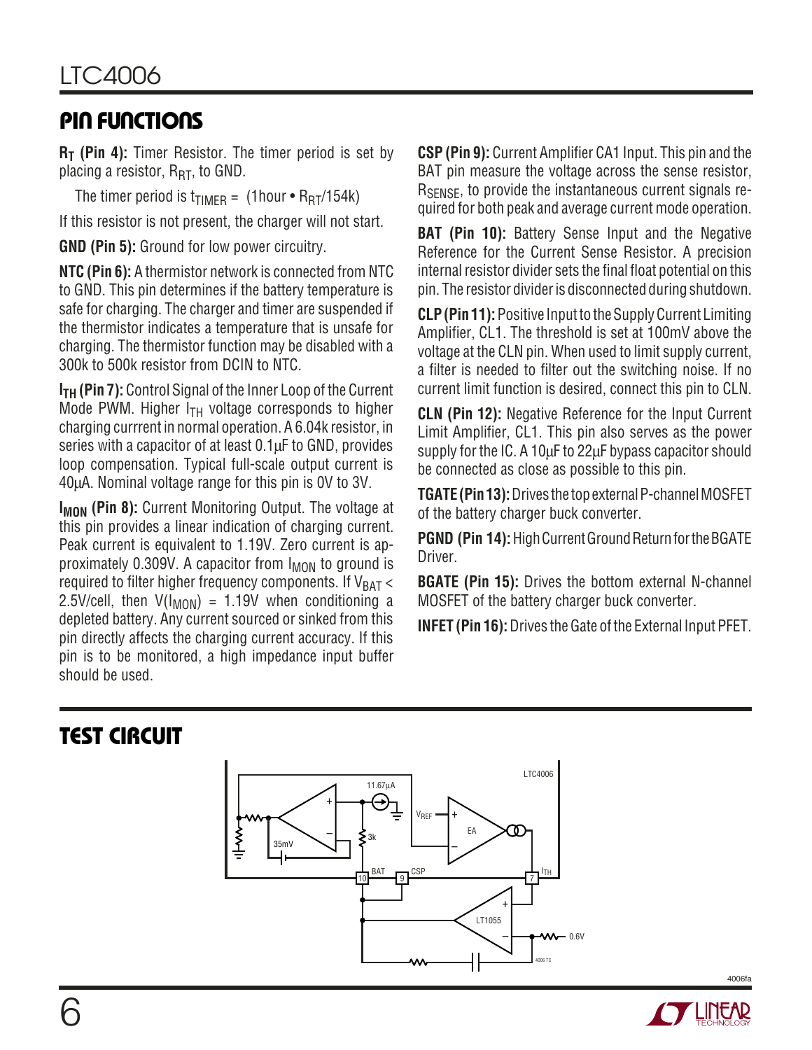## PIN FUNCTIONS

**$R_T$ (Pin 4):** Timer Resistor. The timer period is set by placing a resistor, $R_{RT}$, to GND.

The timer period is $t_{TIMER}$ = (1hour • $R_{RT}$/154k)

If this resistor is not present, the charger will not start.

**GND (Pin 5):** Ground for low power circuitry.

**NTC (Pin 6):** A thermistor network is connected from NTC to GND. This pin determines if the battery temperature is safe for charging. The charger and timer are suspended if the thermistor indicates a temperature that is unsafe for charging. The thermistor function may be disabled with a 300k to 500k resistor from DCIN to NTC.

**$I_{TH}$ (Pin 7):** Control Signal of the Inner Loop of the Current Mode PWM. Higher $I_{TH}$ voltage corresponds to higher charging currrent in normal operation. A 6.04k resistor, in series with a capacitor of at least 0.1µF to GND, provides loop compensation. Typical full-scale output current is 40µA. Nominal voltage range for this pin is 0V to 3V.

**$I_{MON}$ (Pin 8):** Current Monitoring Output. The voltage at this pin provides a linear indication of charging current. Peak current is equivalent to 1.19V. Zero current is approximately 0.309V. A capacitor from $I_{MON}$ to ground is required to filter higher frequency components. If $V_{BAT}$ < 2.5V/cell, then V($I_{MON}$) = 1.19V when conditioning a depleted battery. Any current sourced or sinked from this pin directly affects the charging current accuracy. If this pin is to be monitored, a high impedance input buffer should be used.

**CSP (Pin 9):** Current Amplifier CA1 Input. This pin and the BAT pin measure the voltage across the sense resistor, $R_{SENSE}$, to provide the instantaneous current signals required for both peak and average current mode operation.

**BAT (Pin 10):** Battery Sense Input and the Negative Reference for the Current Sense Resistor. A precision internal resistor divider sets the final float potential on this pin. The resistor divider is disconnected during shutdown.

**CLP (Pin 11):** Positive Input to the Supply Current Limiting Amplifier, CL1. The threshold is set at 100mV above the voltage at the CLN pin. When used to limit supply current, a filter is needed to filter out the switching noise. If no current limit function is desired, connect this pin to CLN.

**CLN (Pin 12):** Negative Reference for the Input Current Limit Amplifier, CL1. This pin also serves as the power supply for the IC. A 10µF to 22µF bypass capacitor should be connected as close as possible to this pin.

**TGATE (Pin 13):** Drives the top external P-channel MOSFET of the battery charger buck converter.

**PGND (Pin 14):** High Current Ground Return for the BGATE Driver.

**BGATE (Pin 15):** Drives the bottom external N-channel MOSFET of the battery charger buck converter.

**INFET (Pin 16):** Drives the Gate of the External Input PFET.

## TEST CIRCUIT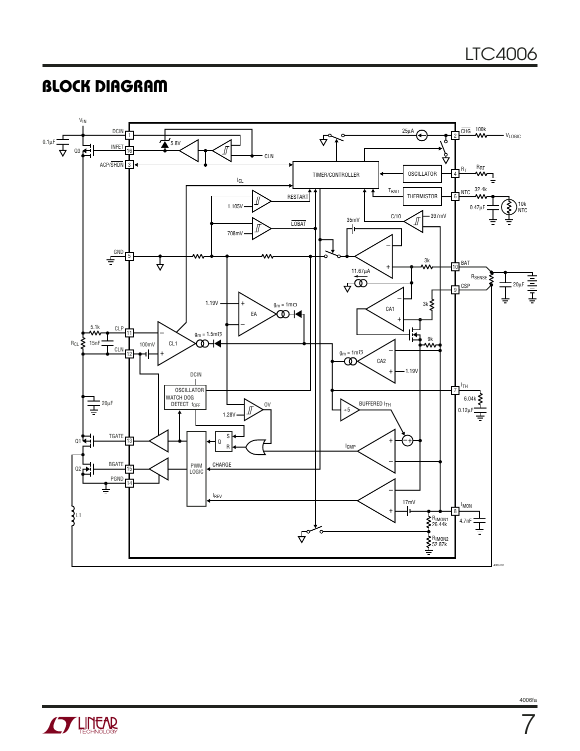## BLOCK DIAGRAM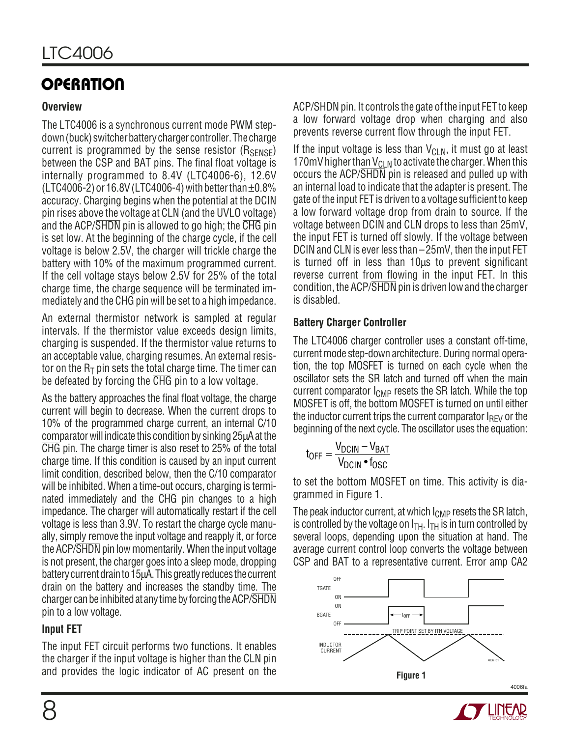## OPERATION

### Overview

The LTC4006 is a synchronous current mode PWM step-down (buck) switcher battery charger controller. The charge current is programmed by the sense resistor ($R_{SENSE}$) between the CSP and BAT pins. The final float voltage is internally programmed to 8.4V (LTC4006-6), 12.6V (LTC4006-2) or 16.8V (LTC4006-4) with better than ±0.8% accuracy. Charging begins when the potential at the DCIN pin rises above the voltage at CLN (and the UVLO voltage) and the ACP/$\overline{SHDN}$ pin is allowed to go high; the $\overline{CHG}$ pin is set low. At the beginning of the charge cycle, if the cell voltage is below 2.5V, the charger will trickle charge the battery with 10% of the maximum programmed current. If the cell voltage stays below 2.5V for 25% of the total charge time, the charge sequence will be terminated immediately and the $\overline{CHG}$ pin will be set to a high impedance.

An external thermistor network is sampled at regular intervals. If the thermistor value exceeds design limits, charging is suspended. If the thermistor value returns to an acceptable value, charging resumes. An external resistor on the $R_T$ pin sets the total charge time. The timer can be defeated by forcing the $\overline{CHG}$ pin to a low voltage.

As the battery approaches the final float voltage, the charge current will begin to decrease. When the current drops to 10% of the programmed charge current, an internal C/10 comparator will indicate this condition by sinking 25μA at the $\overline{CHG}$ pin. The charge timer is also reset to 25% of the total charge time. If this condition is caused by an input current limit condition, described below, then the C/10 comparator will be inhibited. When a time-out occurs, charging is terminated immediately and the $\overline{CHG}$ pin changes to a high impedance. The charger will automatically restart if the cell voltage is less than 3.9V. To restart the charge cycle manually, simply remove the input voltage and reapply it, or force the ACP/$\overline{SHDN}$ pin low momentarily. When the input voltage is not present, the charger goes into a sleep mode, dropping battery current drain to 15μA. This greatly reduces the current drain on the battery and increases the standby time. The charger can be inhibited at any time by forcing the ACP/$\overline{SHDN}$ pin to a low voltage.

### Input FET

The input FET circuit performs two functions. It enables the charger if the input voltage is higher than the CLN pin and provides the logic indicator of AC present on the ACP/$\overline{SHDN}$ pin. It controls the gate of the input FET to keep a low forward voltage drop when charging and also prevents reverse current flow through the input FET.

If the input voltage is less than $V_{CLN}$, it must go at least 170mV higher than $V_{CLN}$ to activate the charger. When this occurs the ACP/$\overline{SHDN}$ pin is released and pulled up with an internal load to indicate that the adapter is present. The gate of the input FET is driven to a voltage sufficient to keep a low forward voltage drop from drain to source. If the voltage between DCIN and CLN drops to less than 25mV, the input FET is turned off slowly. If the voltage between DCIN and CLN is ever less than –25mV, then the input FET is turned off in less than 10μs to prevent significant reverse current from flowing in the input FET. In this condition, the ACP/$\overline{SHDN}$ pin is driven low and the charger is disabled.

### Battery Charger Controller

The LTC4006 charger controller uses a constant off-time, current mode step-down architecture. During normal operation, the top MOSFET is turned on each cycle when the oscillator sets the SR latch and turned off when the main current comparator $I_{CMP}$ resets the SR latch. While the top MOSFET is off, the bottom MOSFET is turned on until either the inductor current trips the current comparator $I_{REV}$ or the beginning of the next cycle. The oscillator uses the equation:

$$t_{OFF} = \frac{V_{DCIN} - V_{BAT}}{V_{DCIN} \bullet f_{OSC}}$$

to set the bottom MOSFET on time. This activity is diagrammed in Figure 1.

The peak inductor current, at which $I_{CMP}$ resets the SR latch, is controlled by the voltage on $I_{TH}$. $I_{TH}$ is in turn controlled by several loops, depending upon the situation at hand. The average current control loop converts the voltage between CSP and BAT to a representative current. Error amp CA2

**Figure 1**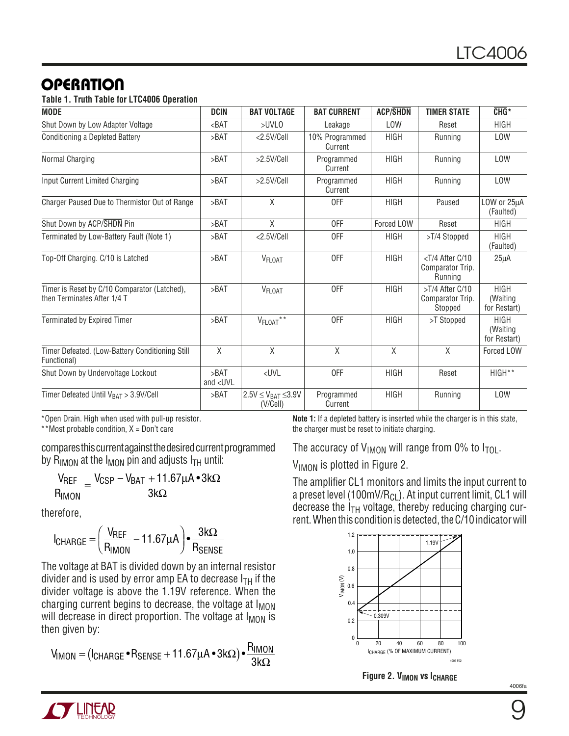## OPERATION

**Table 1. Truth Table for LTC4006 Operation**

| MODE | DCIN | BAT VOLTAGE | BAT CURRENT | ACP/$\overline{SHDN}$ | TIMER STATE | $\overline{CHG}$* |
|---|---|---|---|---|---|---|
| Shut Down by Low Adapter Voltage | <BAT | >UVLO | Leakage | LOW | Reset | HIGH |
| Conditioning a Depleted Battery | >BAT | <2.5V/Cell | 10% Programmed Current | HIGH | Running | LOW |
| Normal Charging | >BAT | >2.5V/Cell | Programmed Current | HIGH | Running | LOW |
| Input Current Limited Charging | >BAT | >2.5V/Cell | Programmed Current | HIGH | Running | LOW |
| Charger Paused Due to Thermistor Out of Range | >BAT | X | OFF | HIGH | Paused | LOW or 25µA (Faulted) |
| Shut Down by ACP/$\overline{SHDN}$ Pin | >BAT | X | OFF | Forced LOW | Reset | HIGH |
| Terminated by Low-Battery Fault (Note 1) | >BAT | <2.5V/Cell | OFF | HIGH | >T/4 Stopped | HIGH (Faulted) |
| Top-Off Charging. C/10 is Latched | >BAT | $V_{FLOAT}$ | OFF | HIGH | <T/4 After C/10 Comparator Trip. Running | 25µA |
| Timer is Reset by C/10 Comparator (Latched), then Terminates After 1/4 T | >BAT | $V_{FLOAT}$ | OFF | HIGH | >T/4 After C/10 Comparator Trip. Stopped | HIGH (Waiting for Restart) |
| Terminated by Expired Timer | >BAT | $V_{FLOAT}$** | OFF | HIGH | >T Stopped | HIGH (Waiting for Restart) |
| Timer Defeated. (Low-Battery Conditioning Still Functional) | X | X | X | X | X | Forced LOW |
| Shut Down by Undervoltage Lockout | >BAT and <UVL | <UVL | OFF | HIGH | Reset | HIGH** |
| Timer Defeated Until $V_{BAT}$ > 3.9V/Cell | >BAT | 2.5V ≤ $V_{BAT}$ ≤3.9V (V/Cell) | Programmed Current | HIGH | Running | LOW |

*Open Drain. High when used with pull-up resistor.
**Most probable condition, X = Don't care

**Note 1:** If a depleted battery is inserted while the charger is in this state, the charger must be reset to initiate charging.

compares this current against the desired current programmed by $R_{IMON}$ at the $I_{MON}$ pin and adjusts $I_{TH}$ until:

$$\frac{V_{REF}}{R_{IMON}} = \frac{V_{CSP} - V_{BAT} + 11.67\mu A \cdot 3k\Omega}{3k\Omega}$$

therefore,

$$I_{CHARGE} = \left(\frac{V_{REF}}{R_{IMON}} - 11.67\mu A\right) \cdot \frac{3k\Omega}{R_{SENSE}}$$

The voltage at BAT is divided down by an internal resistor divider and is used by error amp EA to decrease $I_{TH}$ if the divider voltage is above the 1.19V reference. When the charging current begins to decrease, the voltage at $I_{MON}$ will decrease in direct proportion. The voltage at $I_{MON}$ is then given by:

$$V_{IMON} = (I_{CHARGE} \cdot R_{SENSE} + 11.67\mu A \cdot 3k\Omega) \cdot \frac{R_{IMON}}{3k\Omega}$$

The accuracy of $V_{IMON}$ will range from 0% to $I_{TOL}$.

$V_{IMON}$ is plotted in Figure 2.

The amplifier CL1 monitors and limits the input current to a preset level (100mV/$R_{CL}$). At input current limit, CL1 will decrease the $I_{TH}$ voltage, thereby reducing charging current. When this condition is detected, the C/10 indicator will

**Figure 2. $V_{IMON}$ vs $I_{CHARGE}$**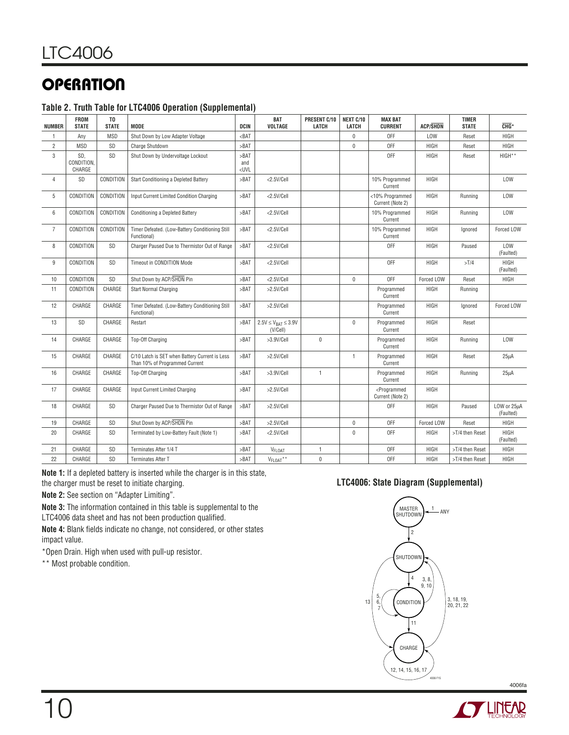## OPERATION

**Table 2. Truth Table for LTC4006 Operation (Supplemental)**

| NUMBER | FROM STATE | TO STATE | MODE | DCIN | BAT VOLTAGE | PRESENT C/10 LATCH | NEXT C/10 LATCH | MAX BAT CURRENT | ACP/SHDN | TIMER STATE | CHG* |
|---|---|---|---|---|---|---|---|---|---|---|---|
| 1 | Any | MSD | Shut Down by Low Adapter Voltage | <BAT | | | 0 | OFF | LOW | Reset | HIGH |
| 2 | MSD | SD | Charge Shutdown | >BAT | | | 0 | OFF | HIGH | Reset | HIGH |
| 3 | SD, CONDITION, CHARGE | SD | Shut Down by Undervoltage Lockout | >BAT and <UVL | | | | OFF | HIGH | Reset | HIGH** |
| 4 | SD | CONDITION | Start Conditioning a Depleted Battery | >BAT | <2.5V/Cell | | | 10% Programmed Current | HIGH | | LOW |
| 5 | CONDITION | CONDITION | Input Current Limited Condition Charging | >BAT | <2.5V/Cell | | | <10% Programmed Current (Note 2) | HIGH | Running | LOW |
| 6 | CONDITION | CONDITION | Conditioning a Depleted Battery | >BAT | <2.5V/Cell | | | 10% Programmed Current | HIGH | Running | LOW |
| 7 | CONDITION | CONDITION | Timer Defeated. (Low-Battery Conditioning Still Functional) | >BAT | <2.5V/Cell | | | 10% Programmed Current | HIGH | Ignored | Forced LOW |
| 8 | CONDITION | SD | Charger Paused Due to Thermistor Out of Range | >BAT | <2.5V/Cell | | | OFF | HIGH | Paused | LOW (Faulted) |
| 9 | CONDITION | SD | Timeout in CONDITION Mode | >BAT | <2.5V/Cell | | | OFF | HIGH | >T/4 | HIGH (Faulted) |
| 10 | CONDITION | SD | Shut Down by ACP/SHDN Pin | >BAT | <2.5V/Cell | | 0 | OFF | Forced LOW | Reset | HIGH |
| 11 | CONDITION | CHARGE | Start Normal Charging | >BAT | >2.5V/Cell | | | Programmed Current | HIGH | Running | |
| 12 | CHARGE | CHARGE | Timer Defeated. (Low-Battery Conditioning Still Functional) | >BAT | >2.5V/Cell | | | Programmed Current | HIGH | Ignored | Forced LOW |
| 13 | SD | CHARGE | Restart | >BAT | $2.5V \le V_{BAT} \le 3.9V$ (V/Cell) | | 0 | Programmed Current | HIGH | Reset | |
| 14 | CHARGE | CHARGE | Top-Off Charging | >BAT | >3.9V/Cell | 0 | | Programmed Current | HIGH | Running | LOW |
| 15 | CHARGE | CHARGE | C/10 Latch is SET when Battery Current is Less Than 10% of Programmed Current | >BAT | >2.5V/Cell | | 1 | Programmed Current | HIGH | Reset | 25μA |
| 16 | CHARGE | CHARGE | Top-Off Charging | >BAT | >3.9V/Cell | 1 | | Programmed Current | HIGH | Running | 25μA |
| 17 | CHARGE | CHARGE | Input Current Limited Charging | >BAT | >2.5V/Cell | | | <Programmed Current (Note 2) | HIGH | | |
| 18 | CHARGE | SD | Charger Paused Due to Thermistor Out of Range | >BAT | >2.5V/Cell | | | OFF | HIGH | Paused | LOW or 25μA (Faulted) |
| 19 | CHARGE | SD | Shut Down by ACP/SHDN Pin | >BAT | >2.5V/Cell | | 0 | OFF | Forced LOW | Reset | HIGH |
| 20 | CHARGE | SD | Terminated by Low-Battery Fault (Note 1) | >BAT | <2.5V/Cell | | 0 | OFF | HIGH | >T/4 then Reset | HIGH (Faulted) |
| 21 | CHARGE | SD | Terminates After 1/4 T | >BAT | $V_{FLOAT}$ | 1 | | OFF | HIGH | >T/4 then Reset | HIGH |
| 22 | CHARGE | SD | Terminates After T | >BAT | $V_{FLOAT}$** | 0 | | OFF | HIGH | >T/4 then Reset | HIGH |

**Note 1:** If a depleted battery is inserted while the charger is in this state, the charger must be reset to initiate charging.

**Note 2:** See section on "Adapter Limiting".

**Note 3:** The information contained in this table is supplemental to the LTC4006 data sheet and has not been production qualified.

**Note 4:** Blank fields indicate no change, not considered, or other states impact value.

*Open Drain. High when used with pull-up resistor.

** Most probable condition.

**LTC4006: State Diagram (Supplemental)**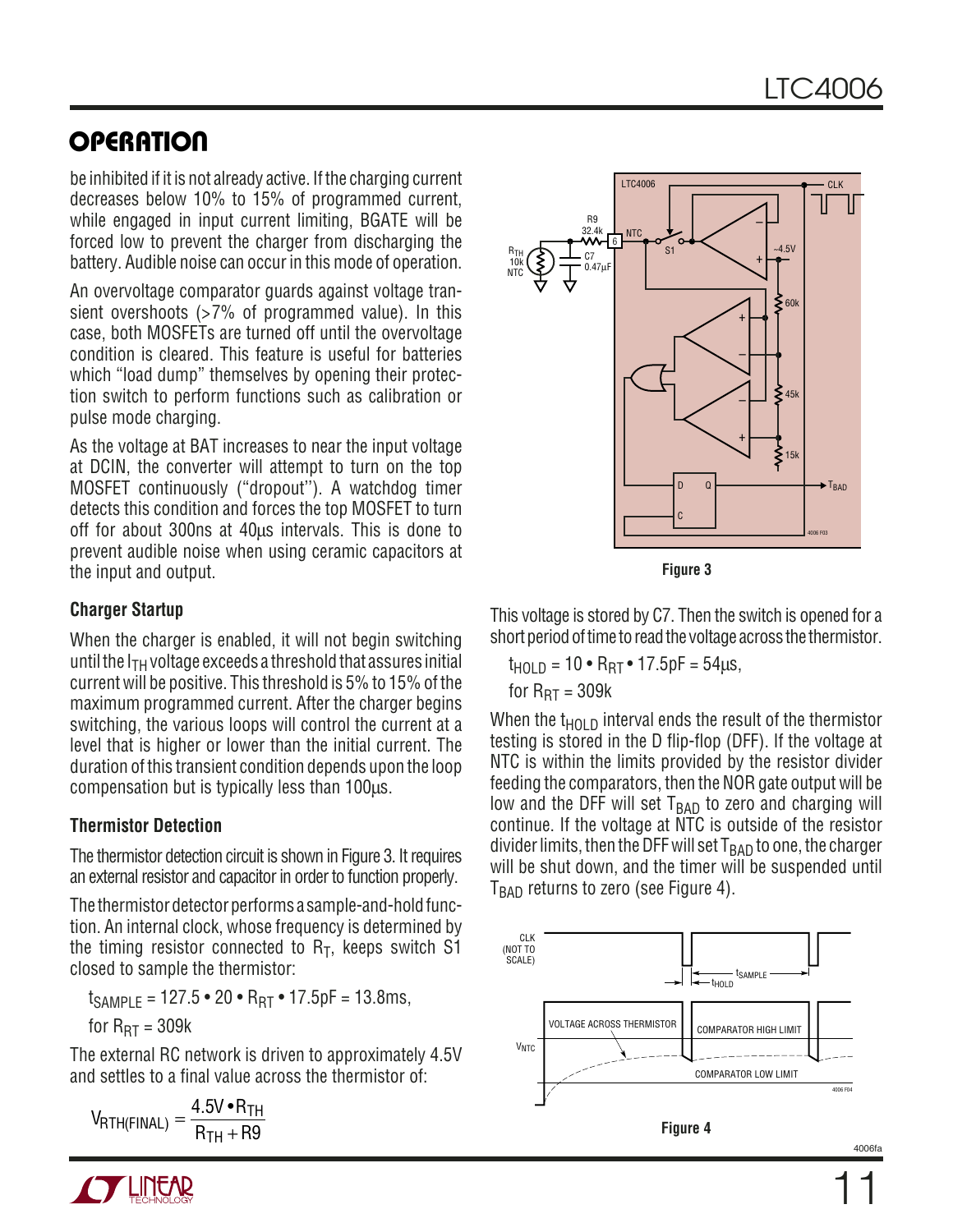# OPERATION

be inhibited if it is not already active. If the charging current decreases below 10% to 15% of programmed current, while engaged in input current limiting, BGATE will be forced low to prevent the charger from discharging the battery. Audible noise can occur in this mode of operation.

An overvoltage comparator guards against voltage transient overshoots (>7% of programmed value). In this case, both MOSFETs are turned off until the overvoltage condition is cleared. This feature is useful for batteries which "load dump" themselves by opening their protection switch to perform functions such as calibration or pulse mode charging.

As the voltage at BAT increases to near the input voltage at DCIN, the converter will attempt to turn on the top MOSFET continuously ("dropout"). A watchdog timer detects this condition and forces the top MOSFET to turn off for about 300ns at 40µs intervals. This is done to prevent audible noise when using ceramic capacitors at the input and output.

### Charger Startup

When the charger is enabled, it will not begin switching until the $I_{TH}$ voltage exceeds a threshold that assures initial current will be positive. This threshold is 5% to 15% of the maximum programmed current. After the charger begins switching, the various loops will control the current at a level that is higher or lower than the initial current. The duration of this transient condition depends upon the loop compensation but is typically less than 100µs.

### Thermistor Detection

The thermistor detection circuit is shown in Figure 3. It requires an external resistor and capacitor in order to function properly.

The thermistor detector performs a sample-and-hold function. An internal clock, whose frequency is determined by the timing resistor connected to $R_T$, keeps switch S1 closed to sample the thermistor:

$t_{SAMPLE} = 127.5 \bullet 20 \bullet R_{RT} \bullet 17.5pF = 13.8ms,$

for $R_{RT} = 309k$

The external RC network is driven to approximately 4.5V and settles to a final value across the thermistor of:

$$V_{RTH(FINAL)} = \frac{4.5V \bullet R_{TH}}{R_{TH} + R9}$$

Figure 3

This voltage is stored by C7. Then the switch is opened for a short period of time to read the voltage across the thermistor.

$t_{HOLD} = 10 \bullet R_{RT} \bullet 17.5pF = 54µs,$

for $R_{RT} = 309k$

When the $t_{HOLD}$ interval ends the result of the thermistor testing is stored in the D flip-flop (DFF). If the voltage at NTC is within the limits provided by the resistor divider feeding the comparators, then the NOR gate output will be low and the DFF will set $T_{BAD}$ to zero and charging will continue. If the voltage at NTC is outside of the resistor divider limits, then the DFF will set $T_{BAD}$ to one, the charger will be shut down, and the timer will be suspended until $T_{BAD}$ returns to zero (see Figure 4).

Figure 4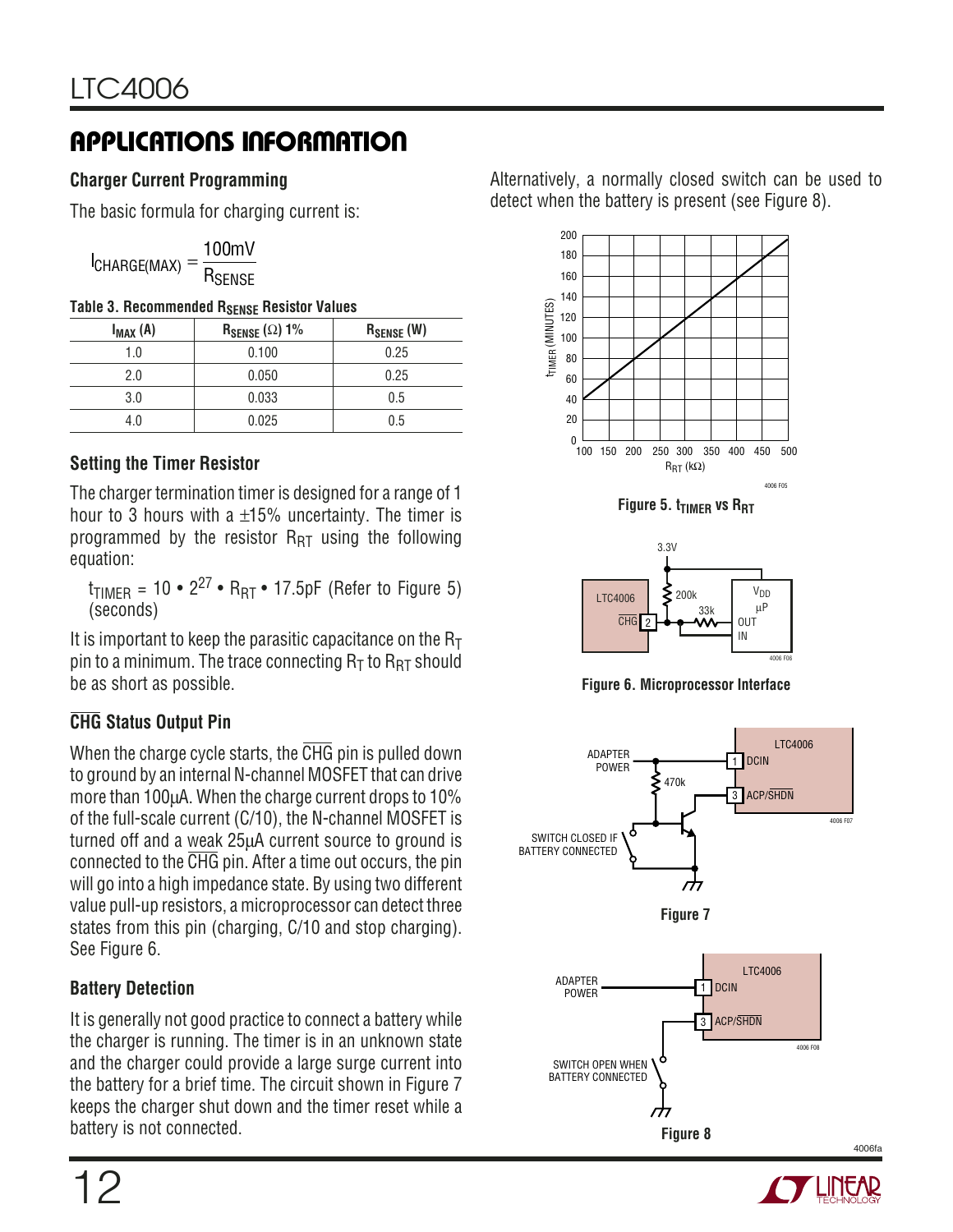## APPLICATIONS INFORMATION

### Charger Current Programming

The basic formula for charging current is:

$$I_{CHARGE(MAX)} = \frac{100mV}{R_{SENSE}}$$

**Table 3. Recommended $R_{SENSE}$ Resistor Values**

| $I_{MAX}$ (A) | $R_{SENSE}$ (Ω) 1% | $R_{SENSE}$ (W) |
|---|---|---|
| 1.0 | 0.100 | 0.25 |
| 2.0 | 0.050 | 0.25 |
| 3.0 | 0.033 | 0.5 |
| 4.0 | 0.025 | 0.5 |

### Setting the Timer Resistor

The charger termination timer is designed for a range of 1 hour to 3 hours with a ±15% uncertainty. The timer is programmed by the resistor $R_{RT}$ using the following equation:

$t_{TIMER} = 10 \cdot 2^{27} \cdot R_{RT} \cdot 17.5pF$ (Refer to Figure 5) (seconds)

It is important to keep the parasitic capacitance on the $R_T$ pin to a minimum. The trace connecting $R_T$ to $R_{RT}$ should be as short as possible.

### $\overline{CHG}$ Status Output Pin

When the charge cycle starts, the $\overline{CHG}$ pin is pulled down to ground by an internal N-channel MOSFET that can drive more than 100µA. When the charge current drops to 10% of the full-scale current (C/10), the N-channel MOSFET is turned off and a weak 25µA current source to ground is connected to the $\overline{CHG}$ pin. After a time out occurs, the pin will go into a high impedance state. By using two different value pull-up resistors, a microprocessor can detect three states from this pin (charging, C/10 and stop charging). See Figure 6.

### Battery Detection

It is generally not good practice to connect a battery while the charger is running. The timer is in an unknown state and the charger could provide a large surge current into the battery for a brief time. The circuit shown in Figure 7 keeps the charger shut down and the timer reset while a battery is not connected.

Alternatively, a normally closed switch can be used to detect when the battery is present (see Figure 8).

**Figure 5. $t_{TIMER}$ vs $R_{RT}$**

**Figure 6. Microprocessor Interface**

**Figure 7**

**Figure 8**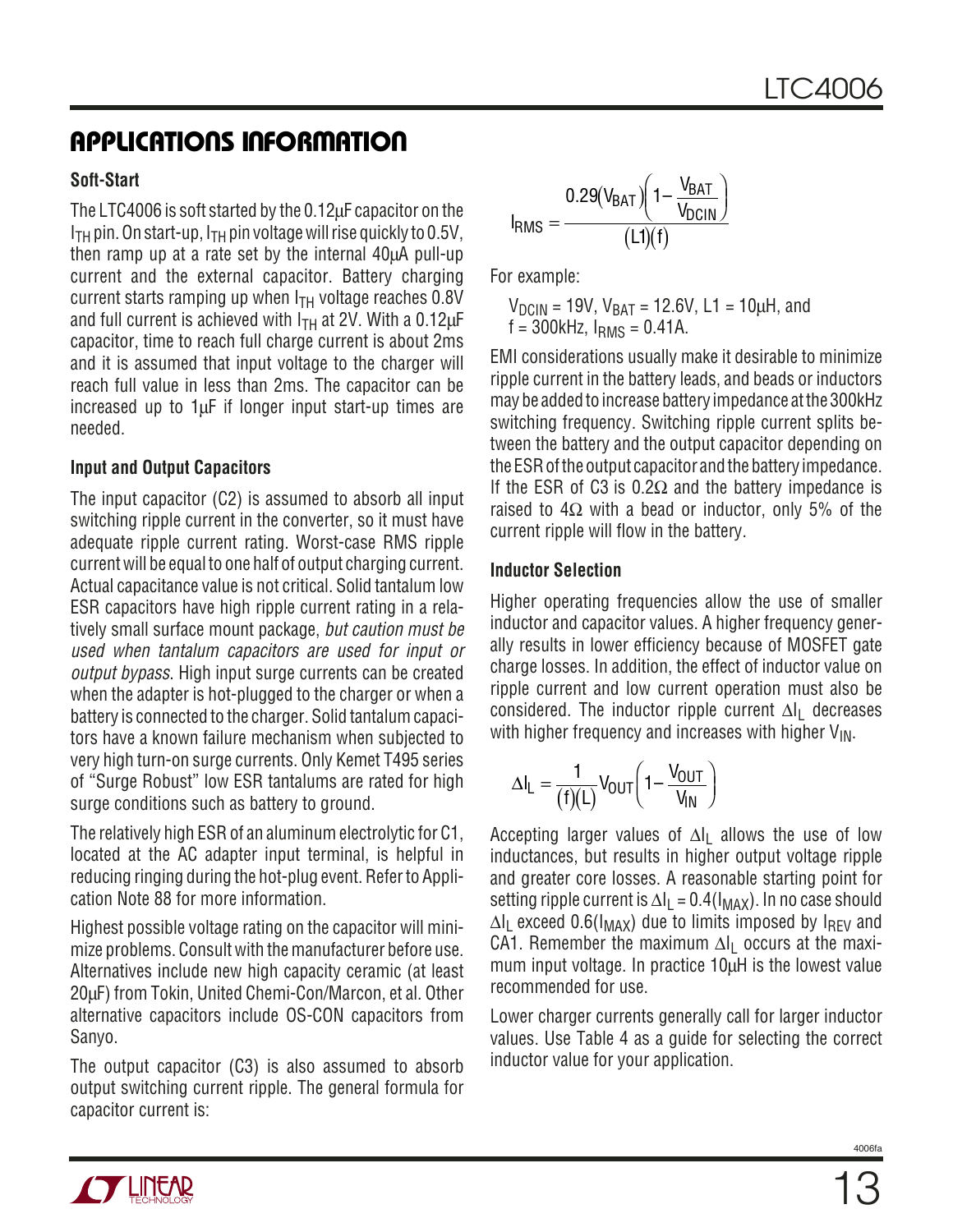## APPLICATIONS INFORMATION

### Soft-Start

The LTC4006 is soft started by the 0.12µF capacitor on the $I_{TH}$ pin. On start-up, $I_{TH}$ pin voltage will rise quickly to 0.5V, then ramp up at a rate set by the internal 40µA pull-up current and the external capacitor. Battery charging current starts ramping up when $I_{TH}$ voltage reaches 0.8V and full current is achieved with $I_{TH}$ at 2V. With a 0.12µF capacitor, time to reach full charge current is about 2ms and it is assumed that input voltage to the charger will reach full value in less than 2ms. The capacitor can be increased up to 1µF if longer input start-up times are needed.

### Input and Output Capacitors

The input capacitor (C2) is assumed to absorb all input switching ripple current in the converter, so it must have adequate ripple current rating. Worst-case RMS ripple current will be equal to one half of output charging current. Actual capacitance value is not critical. Solid tantalum low ESR capacitors have high ripple current rating in a relatively small surface mount package, *but caution must be used when tantalum capacitors are used for input or output bypass*. High input surge currents can be created when the adapter is hot-plugged to the charger or when a battery is connected to the charger. Solid tantalum capacitors have a known failure mechanism when subjected to very high turn-on surge currents. Only Kemet T495 series of "Surge Robust" low ESR tantalums are rated for high surge conditions such as battery to ground.

The relatively high ESR of an aluminum electrolytic for C1, located at the AC adapter input terminal, is helpful in reducing ringing during the hot-plug event. Refer to Application Note 88 for more information.

Highest possible voltage rating on the capacitor will minimize problems. Consult with the manufacturer before use. Alternatives include new high capacity ceramic (at least 20µF) from Tokin, United Chemi-Con/Marcon, et al. Other alternative capacitors include OS-CON capacitors from Sanyo.

The output capacitor (C3) is also assumed to absorb output switching current ripple. The general formula for capacitor current is:

$$I_{RMS} = \frac{0.29(V_{BAT})\left(1 - \frac{V_{BAT}}{V_{DCIN}}\right)}{(L1)(f)}$$

For example:

$V_{DCIN}$ = 19V, $V_{BAT}$ = 12.6V, L1 = 10µH, and f = 300kHz, $I_{RMS}$ = 0.41A.

EMI considerations usually make it desirable to minimize ripple current in the battery leads, and beads or inductors may be added to increase battery impedance at the 300kHz switching frequency. Switching ripple current splits between the battery and the output capacitor depending on the ESR of the output capacitor and the battery impedance. If the ESR of C3 is 0.2Ω and the battery impedance is raised to 4Ω with a bead or inductor, only 5% of the current ripple will flow in the battery.

### Inductor Selection

Higher operating frequencies allow the use of smaller inductor and capacitor values. A higher frequency generally results in lower efficiency because of MOSFET gate charge losses. In addition, the effect of inductor value on ripple current and low current operation must also be considered. The inductor ripple current $\Delta I_L$ decreases with higher frequency and increases with higher $V_{IN}$.

$$\Delta I_L = \frac{1}{(f)(L)} V_{OUT}\left(1 - \frac{V_{OUT}}{V_{IN}}\right)$$

Accepting larger values of $\Delta I_L$ allows the use of low inductances, but results in higher output voltage ripple and greater core losses. A reasonable starting point for setting ripple current is $\Delta I_L = 0.4(I_{MAX})$. In no case should $\Delta I_L$ exceed $0.6(I_{MAX})$ due to limits imposed by $I_{REV}$ and CA1. Remember the maximum $\Delta I_L$ occurs at the maximum input voltage. In practice 10µH is the lowest value recommended for use.

Lower charger currents generally call for larger inductor values. Use Table 4 as a guide for selecting the correct inductor value for your application.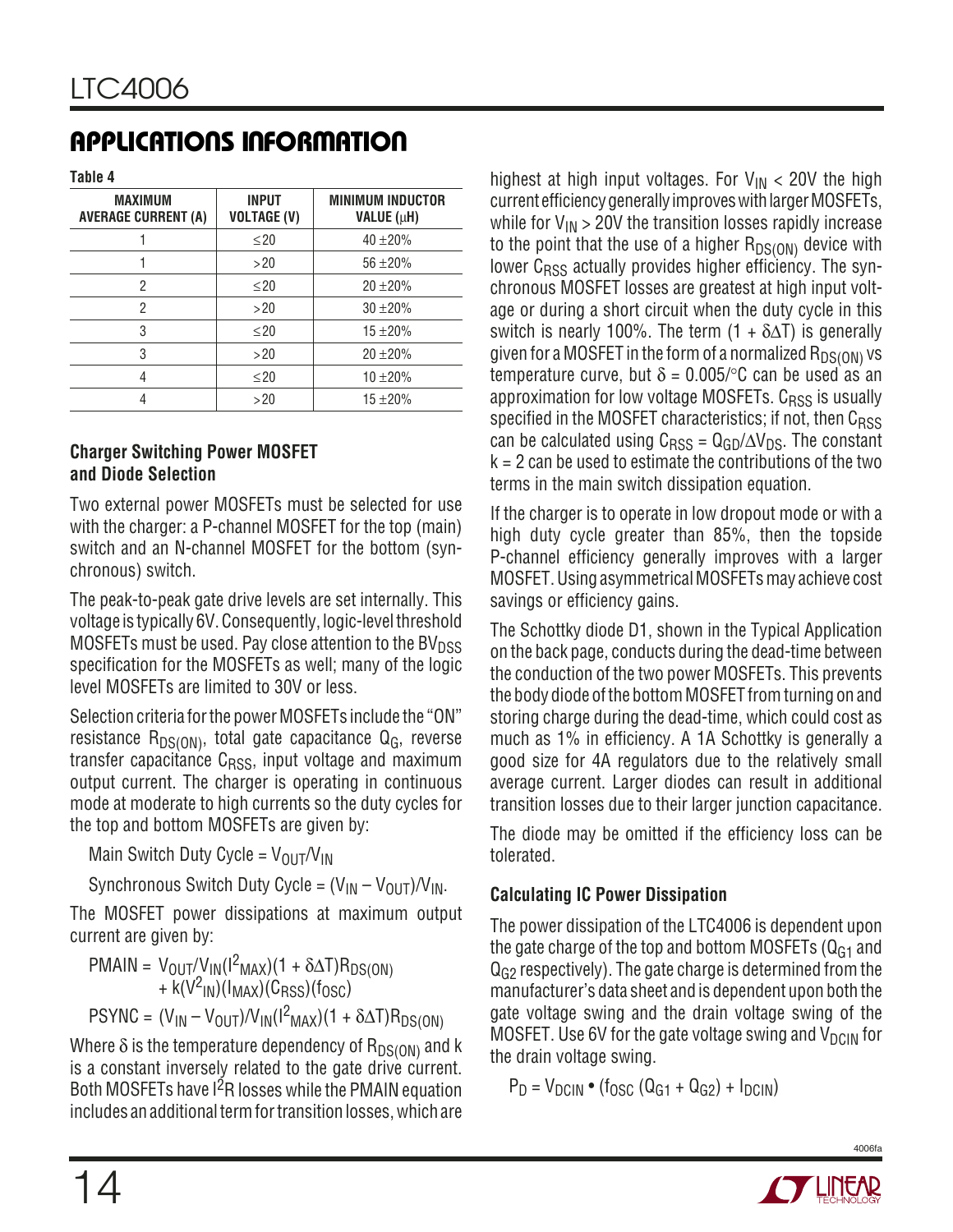## APPLICATIONS INFORMATION

**Table 4**

| MAXIMUM AVERAGE CURRENT (A) | INPUT VOLTAGE (V) | MINIMUM INDUCTOR VALUE (μH) |
|---|---|---|
| 1 | ≤20 | 40 ±20% |
| 1 | >20 | 56 ±20% |
| 2 | ≤20 | 20 ±20% |
| 2 | >20 | 30 ±20% |
| 3 | ≤20 | 15 ±20% |
| 3 | >20 | 20 ±20% |
| 4 | ≤20 | 10 ±20% |
| 4 | >20 | 15 ±20% |

### Charger Switching Power MOSFET and Diode Selection

Two external power MOSFETs must be selected for use with the charger: a P-channel MOSFET for the top (main) switch and an N-channel MOSFET for the bottom (synchronous) switch.

The peak-to-peak gate drive levels are set internally. This voltage is typically 6V. Consequently, logic-level threshold MOSFETs must be used. Pay close attention to the $BV_{DSS}$ specification for the MOSFETs as well; many of the logic level MOSFETs are limited to 30V or less.

Selection criteria for the power MOSFETs include the "ON" resistance $R_{DS(ON)}$, total gate capacitance $Q_G$, reverse transfer capacitance $C_{RSS}$, input voltage and maximum output current. The charger is operating in continuous mode at moderate to high currents so the duty cycles for the top and bottom MOSFETs are given by:

Main Switch Duty Cycle = $V_{OUT}/V_{IN}$

Synchronous Switch Duty Cycle = $(V_{IN} – V_{OUT})/V_{IN}$.

The MOSFET power dissipations at maximum output current are given by:

$$PMAIN = V_{OUT}/V_{IN}(I^2_{MAX})(1 + \delta\Delta T)R_{DS(ON)} + k(V^2_{IN})(I_{MAX})(C_{RSS})(f_{OSC})$$

$$PSYNC = (V_{IN} – V_{OUT})/V_{IN}(I^2_{MAX})(1 + \delta\Delta T)R_{DS(ON)}$$

Where $\delta$ is the temperature dependency of $R_{DS(ON)}$ and k is a constant inversely related to the gate drive current. Both MOSFETs have $I^2R$ losses while the PMAIN equation includes an additional term for transition losses, which are highest at high input voltages. For $V_{IN}$ < 20V the high current efficiency generally improves with larger MOSFETs, while for $V_{IN}$ > 20V the transition losses rapidly increase to the point that the use of a higher $R_{DS(ON)}$ device with lower $C_{RSS}$ actually provides higher efficiency. The synchronous MOSFET losses are greatest at high input voltage or during a short circuit when the duty cycle in this switch is nearly 100%. The term $(1 + \delta\Delta T)$ is generally given for a MOSFET in the form of a normalized $R_{DS(ON)}$ vs temperature curve, but $\delta = 0.005/°C$ can be used as an approximation for low voltage MOSFETs. $C_{RSS}$ is usually specified in the MOSFET characteristics; if not, then $C_{RSS}$ can be calculated using $C_{RSS} = Q_{GD}/\Delta V_{DS}$. The constant k = 2 can be used to estimate the contributions of the two terms in the main switch dissipation equation.

If the charger is to operate in low dropout mode or with a high duty cycle greater than 85%, then the topside P-channel efficiency generally improves with a larger MOSFET. Using asymmetrical MOSFETs may achieve cost savings or efficiency gains.

The Schottky diode D1, shown in the Typical Application on the back page, conducts during the dead-time between the conduction of the two power MOSFETs. This prevents the body diode of the bottom MOSFET from turning on and storing charge during the dead-time, which could cost as much as 1% in efficiency. A 1A Schottky is generally a good size for 4A regulators due to the relatively small average current. Larger diodes can result in additional transition losses due to their larger junction capacitance.

The diode may be omitted if the efficiency loss can be tolerated.

### Calculating IC Power Dissipation

The power dissipation of the LTC4006 is dependent upon the gate charge of the top and bottom MOSFETs ($Q_{G1}$ and $Q_{G2}$ respectively). The gate charge is determined from the manufacturer's data sheet and is dependent upon both the gate voltage swing and the drain voltage swing of the MOSFET. Use 6V for the gate voltage swing and $V_{DCIN}$ for the drain voltage swing.

$$P_D = V_{DCIN} \bullet (f_{OSC} (Q_{G1} + Q_{G2}) + I_{DCIN})$$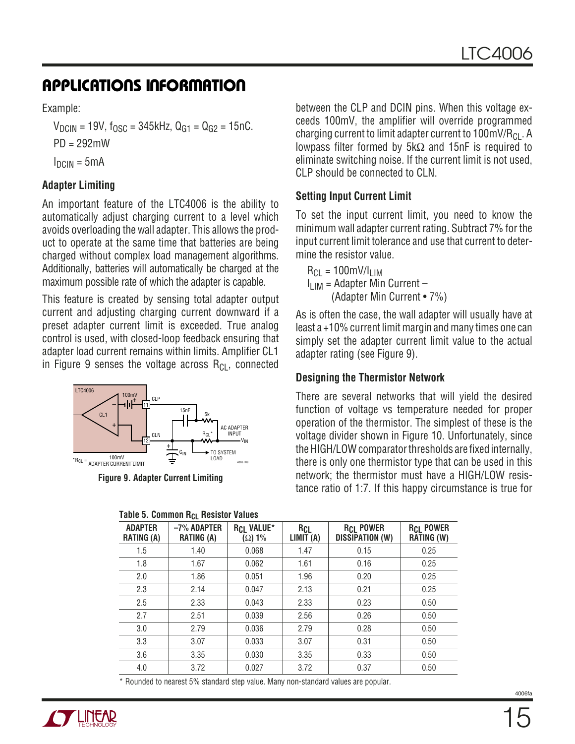## APPLICATIONS INFORMATION

Example:

$V_{DCIN}$ = 19V, $f_{OSC}$ = 345kHz, $Q_{G1}$ = $Q_{G2}$ = 15nC.

PD = 292mW

$I_{DCIN}$ = 5mA

**Adapter Limiting**

An important feature of the LTC4006 is the ability to automatically adjust charging current to a level which avoids overloading the wall adapter. This allows the product to operate at the same time that batteries are being charged without complex load management algorithms. Additionally, batteries will automatically be charged at the maximum possible rate of which the adapter is capable.

This feature is created by sensing total adapter output current and adjusting charging current downward if a preset adapter current limit is exceeded. True analog control is used, with closed-loop feedback ensuring that adapter load current remains within limits. Amplifier CL1 in Figure 9 senses the voltage across $R_{CL}$, connected between the CLP and DCIN pins. When this voltage exceeds 100mV, the amplifier will override programmed charging current to limit adapter current to 100mV/$R_{CL}$. A lowpass filter formed by 5kΩ and 15nF is required to eliminate switching noise. If the current limit is not used, CLP should be connected to CLN.

Figure 9. Adapter Current Limiting

**Setting Input Current Limit**

To set the input current limit, you need to know the minimum wall adapter current rating. Subtract 7% for the input current limit tolerance and use that current to determine the resistor value.

$R_{CL}$ = 100mV/$I_{LIM}$
$I_{LIM}$ = Adapter Min Current – (Adapter Min Current • 7%)

As is often the case, the wall adapter will usually have at least a +10% current limit margin and many times one can simply set the adapter current limit value to the actual adapter rating (see Figure 9).

**Designing the Thermistor Network**

There are several networks that will yield the desired function of voltage vs temperature needed for proper operation of the thermistor. The simplest of these is the voltage divider shown in Figure 10. Unfortunately, since the HIGH/LOW comparator thresholds are fixed internally, there is only one thermistor type that can be used in this network; the thermistor must have a HIGH/LOW resistance ratio of 1:7. If this happy circumstance is true for

**Table 5. Common $R_{CL}$ Resistor Values**

| ADAPTER RATING (A) | –7% ADAPTER RATING (A) | $R_{CL}$ VALUE* (Ω) 1% | $R_{CL}$ LIMIT (A) | $R_{CL}$ POWER DISSIPATION (W) | $R_{CL}$ POWER RATING (W) |
|---|---|---|---|---|---|
| 1.5 | 1.40 | 0.068 | 1.47 | 0.15 | 0.25 |
| 1.8 | 1.67 | 0.062 | 1.61 | 0.16 | 0.25 |
| 2.0 | 1.86 | 0.051 | 1.96 | 0.20 | 0.25 |
| 2.3 | 2.14 | 0.047 | 2.13 | 0.21 | 0.25 |
| 2.5 | 2.33 | 0.043 | 2.33 | 0.23 | 0.50 |
| 2.7 | 2.51 | 0.039 | 2.56 | 0.26 | 0.50 |
| 3.0 | 2.79 | 0.036 | 2.79 | 0.28 | 0.50 |
| 3.3 | 3.07 | 0.033 | 3.07 | 0.31 | 0.50 |
| 3.6 | 3.35 | 0.030 | 3.35 | 0.33 | 0.50 |
| 4.0 | 3.72 | 0.027 | 3.72 | 0.37 | 0.50 |

* Rounded to nearest 5% standard step value. Many non-standard values are popular.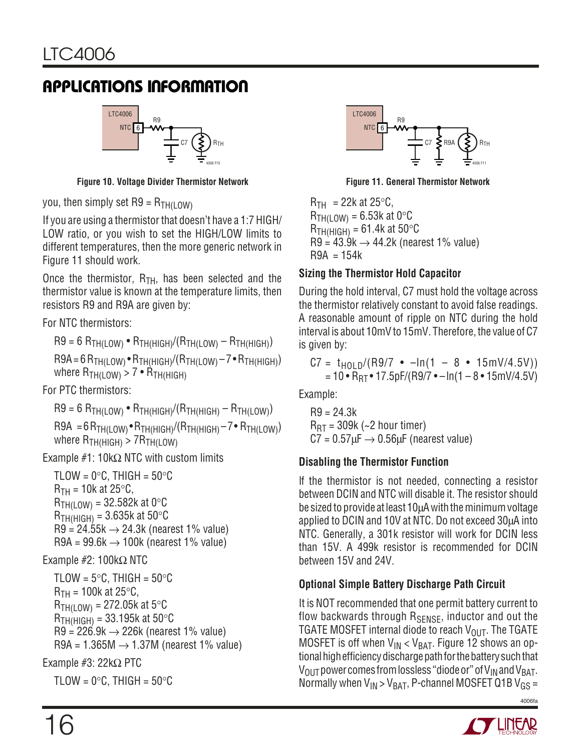## APPLICATIONS INFORMATION

**Figure 10. Voltage Divider Thermistor Network**

you, then simply set $R9 = R_{TH(LOW)}$

If you are using a thermistor that doesn't have a 1:7 HIGH/LOW ratio, or you wish to set the HIGH/LOW limits to different temperatures, then the more generic network in Figure 11 should work.

Once the thermistor, $R_{TH}$, has been selected and the thermistor value is known at the temperature limits, then resistors R9 and R9A are given by:

For NTC thermistors:

$R9 = 6\, R_{TH(LOW)} \bullet R_{TH(HIGH)}/(R_{TH(LOW)} - R_{TH(HIGH)})$

$R9A = 6\, R_{TH(LOW)} \bullet R_{TH(HIGH)}/(R_{TH(LOW)} - 7 \bullet R_{TH(HIGH)})$
where $R_{TH(LOW)} > 7 \bullet R_{TH(HIGH)}$

For PTC thermistors:

$R9 = 6\, R_{TH(LOW)} \bullet R_{TH(HIGH)}/(R_{TH(HIGH)} - R_{TH(LOW)})$

$R9A = 6\, R_{TH(LOW)} \bullet R_{TH(HIGH)}/(R_{TH(HIGH)} - 7 \bullet R_{TH(LOW)})$
where $R_{TH(HIGH)} > 7R_{TH(LOW)}$

Example #1: 10kΩ NTC with custom limits

TLOW = 0°C, THIGH = 50°C
$R_{TH}$ = 10k at 25°C,
$R_{TH(LOW)}$ = 32.582k at 0°C
$R_{TH(HIGH)}$ = 3.635k at 50°C
R9 = 24.55k → 24.3k (nearest 1% value)
R9A = 99.6k → 100k (nearest 1% value)

Example #2: 100kΩ NTC

TLOW = 5°C, THIGH = 50°C
$R_{TH}$ = 100k at 25°C,
$R_{TH(LOW)}$ = 272.05k at 5°C
$R_{TH(HIGH)}$ = 33.195k at 50°C
R9 = 226.9k → 226k (nearest 1% value)
R9A = 1.365M → 1.37M (nearest 1% value)

Example #3: 22kΩ PTC

TLOW = 0°C, THIGH = 50°C

**Figure 11. General Thermistor Network**

$R_{TH}$ = 22k at 25°C,
$R_{TH(LOW)}$ = 6.53k at 0°C
$R_{TH(HIGH)}$ = 61.4k at 50°C
R9 = 43.9k → 44.2k (nearest 1% value)
R9A = 154k

### Sizing the Thermistor Hold Capacitor

During the hold interval, C7 must hold the voltage across the thermistor relatively constant to avoid false readings. A reasonable amount of ripple on NTC during the hold interval is about 10mV to 15mV. Therefore, the value of C7 is given by:

$$C7 = t_{HOLD}/(R9/7 \bullet -\ln(1 - 8 \bullet 15mV/4.5V))$$
$$= 10 \bullet R_{RT} \bullet 17.5pF/(R9/7 \bullet -\ln(1 - 8 \bullet 15mV/4.5V)$$

Example:

R9 = 24.3k
$R_{RT}$ = 309k (~2 hour timer)
C7 = 0.57µF → 0.56µF (nearest value)

### Disabling the Thermistor Function

If the thermistor is not needed, connecting a resistor between DCIN and NTC will disable it. The resistor should be sized to provide at least 10µA with the minimum voltage applied to DCIN and 10V at NTC. Do not exceed 30µA into NTC. Generally, a 301k resistor will work for DCIN less than 15V. A 499k resistor is recommended for DCIN between 15V and 24V.

### Optional Simple Battery Discharge Path Circuit

It is NOT recommended that one permit battery current to flow backwards through $R_{SENSE}$, inductor and out the TGATE MOSFET internal diode to reach $V_{OUT}$. The TGATE MOSFET is off when $V_{IN} < V_{BAT}$. Figure 12 shows an optional high efficiency discharge path for the battery such that $V_{OUT}$ power comes from lossless "diode or" of $V_{IN}$ and $V_{BAT}$. Normally when $V_{IN} > V_{BAT}$, P-channel MOSFET Q1B $V_{GS}$ =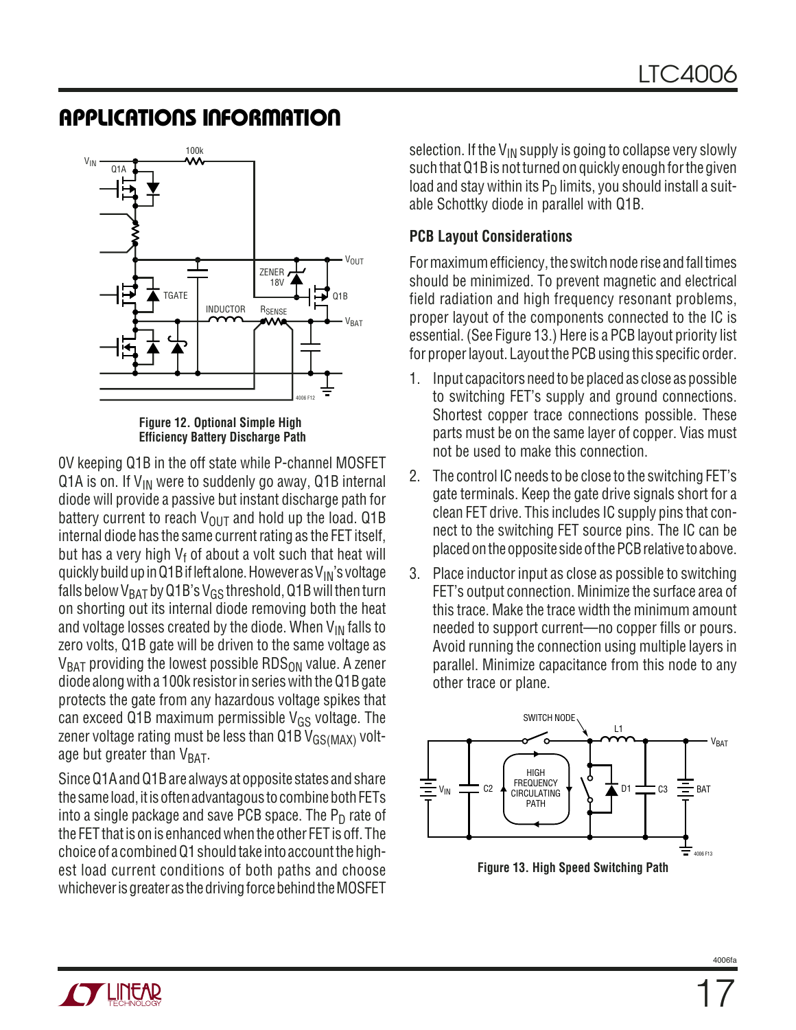## APPLICATIONS INFORMATION

Figure 12. Optional Simple High Efficiency Battery Discharge Path

0V keeping Q1B in the off state while P-channel MOSFET Q1A is on. If $V_{IN}$ were to suddenly go away, Q1B internal diode will provide a passive but instant discharge path for battery current to reach $V_{OUT}$ and hold up the load. Q1B internal diode has the same current rating as the FET itself, but has a very high $V_f$ of about a volt such that heat will quickly build up in Q1B if left alone. However as $V_{IN}$'s voltage falls below $V_{BAT}$ by Q1B's $V_{GS}$ threshold, Q1B will then turn on shorting out its internal diode removing both the heat and voltage losses created by the diode. When $V_{IN}$ falls to zero volts, Q1B gate will be driven to the same voltage as $V_{BAT}$ providing the lowest possible $RDS_{ON}$ value. A zener diode along with a 100k resistor in series with the Q1B gate protects the gate from any hazardous voltage spikes that can exceed Q1B maximum permissible $V_{GS}$ voltage. The zener voltage rating must be less than Q1B $V_{GS(MAX)}$ voltage but greater than $V_{BAT}$.

Since Q1A and Q1B are always at opposite states and share the same load, it is often advantageous to combine both FETs into a single package and save PCB space. The $P_D$ rate of the FET that is on is enhanced when the other FET is off. The choice of a combined Q1 should take into account the highest load current conditions of both paths and choose whichever is greater as the driving force behind the MOSFET selection. If the $V_{IN}$ supply is going to collapse very slowly such that Q1B is not turned on quickly enough for the given load and stay within its $P_D$ limits, you should install a suitable Schottky diode in parallel with Q1B.

### PCB Layout Considerations

For maximum efficiency, the switch node rise and fall times should be minimized. To prevent magnetic and electrical field radiation and high frequency resonant problems, proper layout of the components connected to the IC is essential. (See Figure 13.) Here is a PCB layout priority list for proper layout. Layout the PCB using this specific order.

1. Input capacitors need to be placed as close as possible to switching FET's supply and ground connections. Shortest copper trace connections possible. These parts must be on the same layer of copper. Vias must not be used to make this connection.
2. The control IC needs to be close to the switching FET's gate terminals. Keep the gate drive signals short for a clean FET drive. This includes IC supply pins that connect to the switching FET source pins. The IC can be placed on the opposite side of the PCB relative to above.
3. Place inductor input as close as possible to switching FET's output connection. Minimize the surface area of this trace. Make the trace width the minimum amount needed to support current—no copper fills or pours. Avoid running the connection using multiple layers in parallel. Minimize capacitance from this node to any other trace or plane.

Figure 13. High Speed Switching Path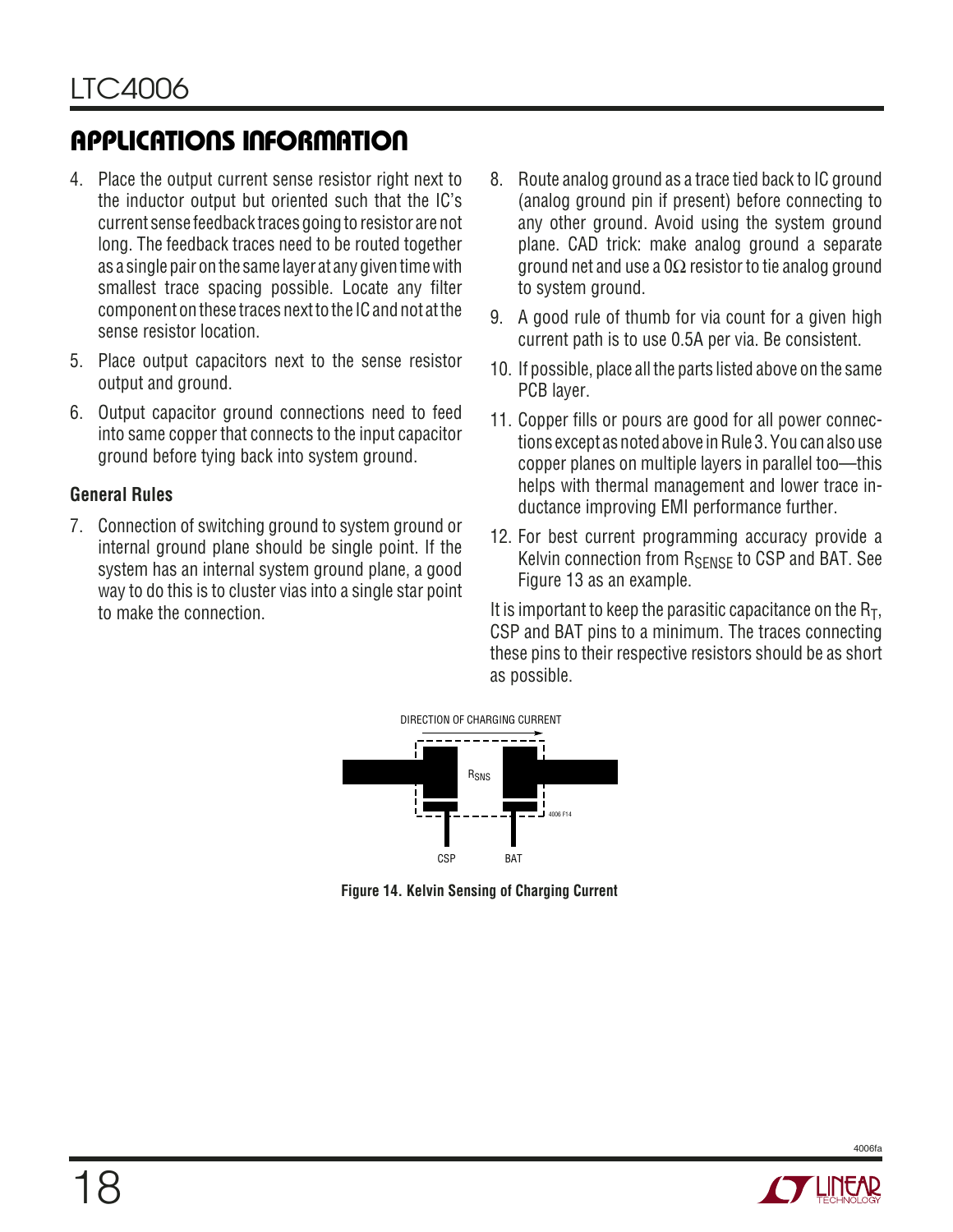## APPLICATIONS INFORMATION

4. Place the output current sense resistor right next to the inductor output but oriented such that the IC's current sense feedback traces going to resistor are not long. The feedback traces need to be routed together as a single pair on the same layer at any given time with smallest trace spacing possible. Locate any filter component on these traces next to the IC and not at the sense resistor location.
5. Place output capacitors next to the sense resistor output and ground.
6. Output capacitor ground connections need to feed into same copper that connects to the input capacitor ground before tying back into system ground.

### General Rules

7. Connection of switching ground to system ground or internal ground plane should be single point. If the system has an internal system ground plane, a good way to do this is to cluster vias into a single star point to make the connection.
8. Route analog ground as a trace tied back to IC ground (analog ground pin if present) before connecting to any other ground. Avoid using the system ground plane. CAD trick: make analog ground a separate ground net and use a 0Ω resistor to tie analog ground to system ground.
9. A good rule of thumb for via count for a given high current path is to use 0.5A per via. Be consistent.
10. If possible, place all the parts listed above on the same PCB layer.
11. Copper fills or pours are good for all power connections except as noted above in Rule 3. You can also use copper planes on multiple layers in parallel too—this helps with thermal management and lower trace inductance improving EMI performance further.
12. For best current programming accuracy provide a Kelvin connection from $R_{SENSE}$ to CSP and BAT. See Figure 13 as an example.

It is important to keep the parasitic capacitance on the $R_T$, CSP and BAT pins to a minimum. The traces connecting these pins to their respective resistors should be as short as possible.

DIRECTION OF CHARGING CURRENT

$R_{SNS}$

CSP BAT

**Figure 14. Kelvin Sensing of Charging Current**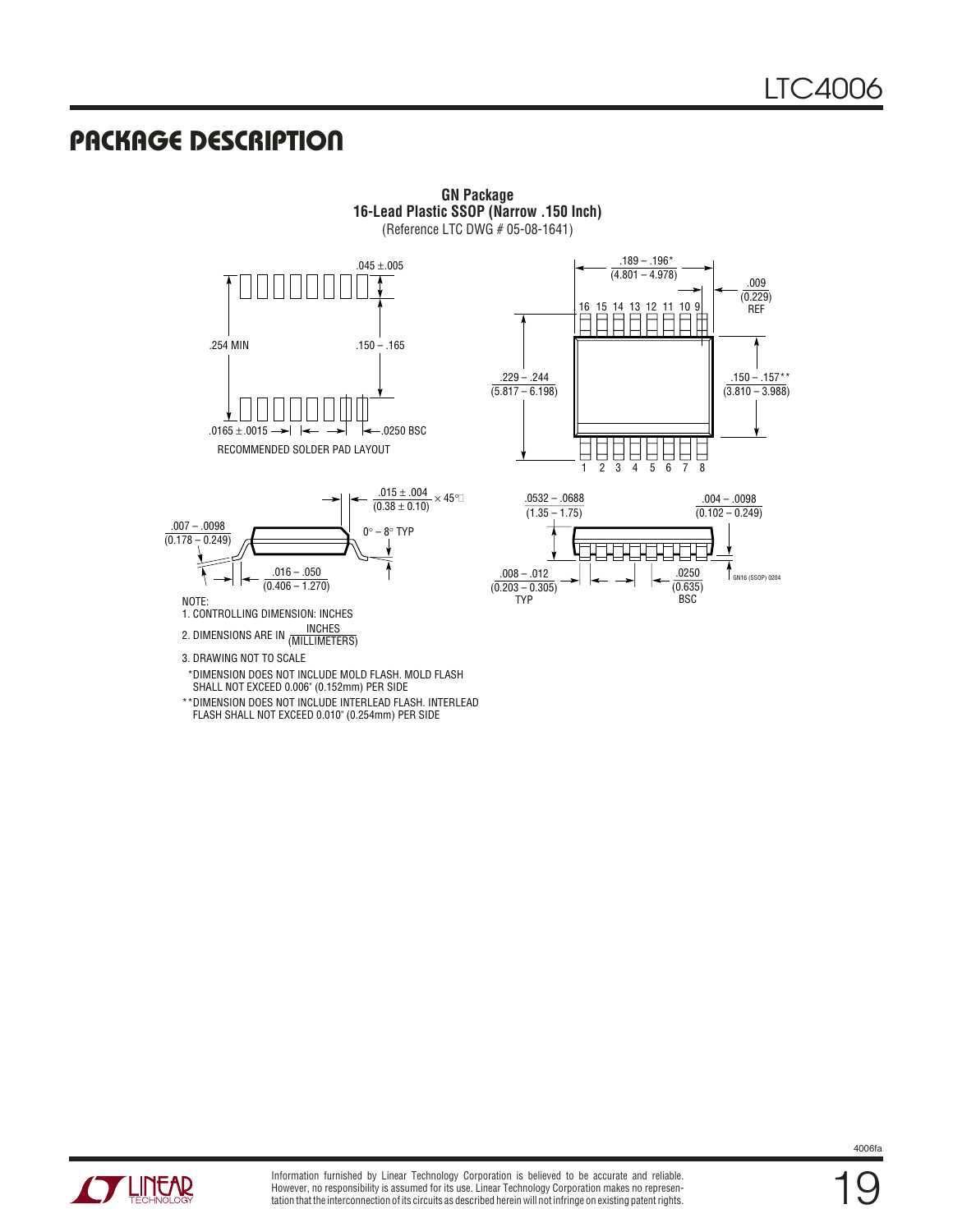# PACKAGE DESCRIPTION

**GN Package**
**16-Lead Plastic SSOP (Narrow .150 Inch)**
(Reference LTC DWG # 05-08-1641)

.045 ±.005

.254 MIN

.150 – .165

.0165 ± .0015

.0250 BSC

RECOMMENDED SOLDER PAD LAYOUT

.189 – .196*
(4.801 – 4.978)

.009
(0.229)
REF

16 15 14 13 12 11 10 9

.229 – .244
(5.817 – 6.198)

.150 – .157**
(3.810 – 3.988)

1 2 3 4 5 6 7 8

.015 ± .004
(0.38 ± 0.10) × 45°

.007 – .0098
(0.178 – 0.249)

0° – 8° TYP

.016 – .050
(0.406 – 1.270)

.0532 – .0688
(1.35 – 1.75)

.004 – .0098
(0.102 – 0.249)

.008 – .012
(0.203 – 0.305)
TYP

.0250
(0.635)
BSC

GN16 (SSOP) 0204

NOTE:
1. CONTROLLING DIMENSION: INCHES
2. DIMENSIONS ARE IN $\frac{\text{INCHES}}{\text{(MILLIMETERS)}}$
3. DRAWING NOT TO SCALE

*DIMENSION DOES NOT INCLUDE MOLD FLASH. MOLD FLASH SHALL NOT EXCEED 0.006" (0.152mm) PER SIDE

**DIMENSION DOES NOT INCLUDE INTERLEAD FLASH. INTERLEAD FLASH SHALL NOT EXCEED 0.010" (0.254mm) PER SIDE

Information furnished by Linear Technology Corporation is believed to be accurate and reliable. However, no responsibility is assumed for its use. Linear Technology Corporation makes no representation that the interconnection of its circuits as described herein will not infringe on existing patent rights.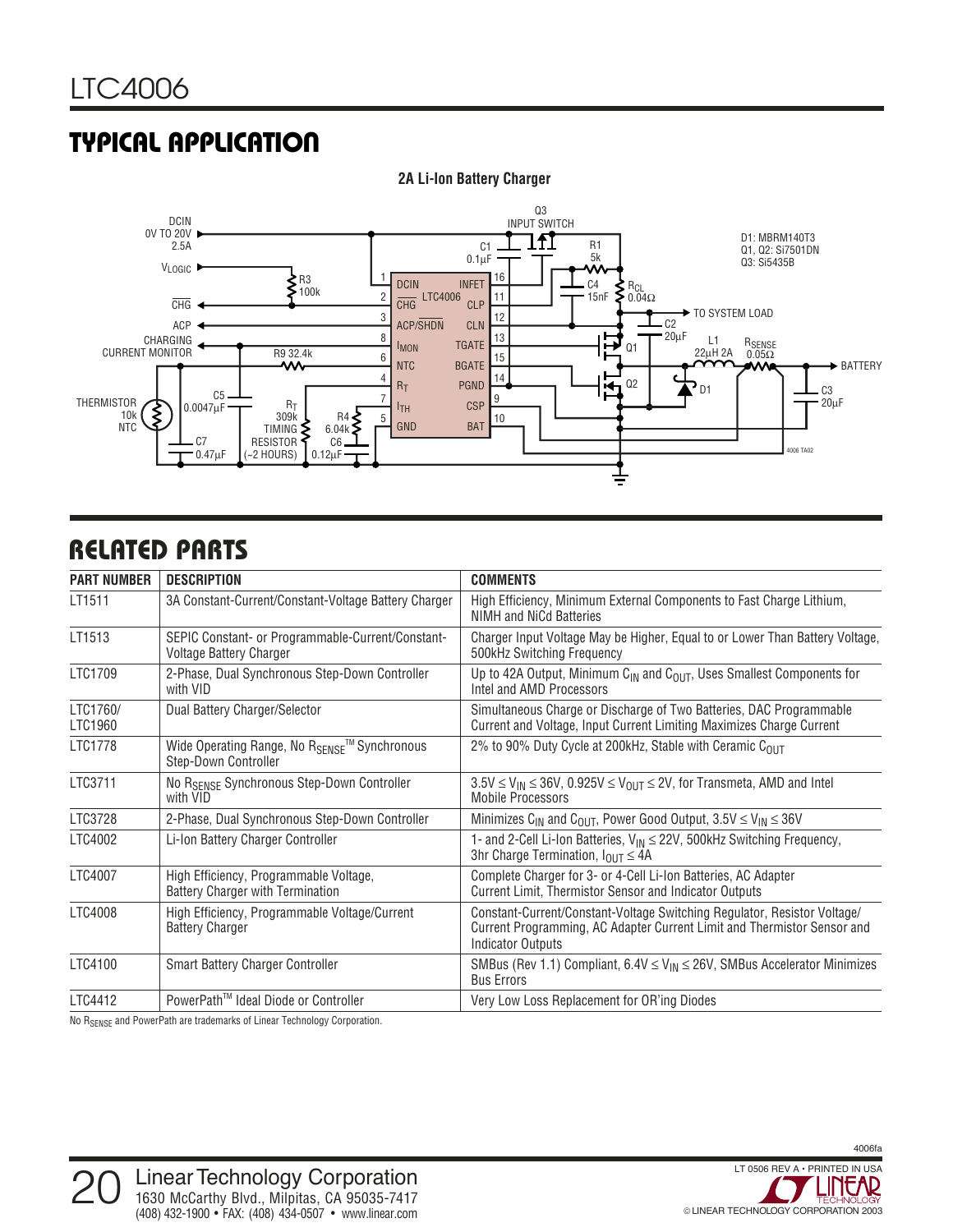## TYPICAL APPLICATION

**2A Li-Ion Battery Charger**

DCIN 0V TO 20V 2.5A

$V_{LOGIC}$

$\overline{CHG}$

ACP

CHARGING CURRENT MONITOR

THERMISTOR 10k NTC

Q3 INPUT SWITCH

C1 0.1µF

R1 5k

C4 15nF

$R_{CL}$ 0.04Ω

TO SYSTEM LOAD

C2 20µF

L1 22µH 2A

$R_{SENSE}$ 0.05Ω

BATTERY

C3 20µF

D1: MBRM140T3
Q1, Q2: Si7501DN
Q3: Si5435B

R3 100k

R9 32.4k

C5 0.0047µF

$R_T$ 309k TIMING RESISTOR (~2 HOURS)

R4 6.04k

C6 0.12µF

C7 0.47µF

LTC4006

1 DCIN, 2 $\overline{CHG}$, 3 ACP/$\overline{SHDN}$, 8 $I_{MON}$, 6 NTC, 4 $R_T$, 7 $I_{TH}$, 5 GND

16 INFET, 11 CLP, 12 CLN, 13 TGATE, 15 BGATE, 14 PGND, 9 CSP, 10 BAT

Q1, Q2, D1

4006 TA02

## RELATED PARTS

| PART NUMBER | DESCRIPTION | COMMENTS |
|---|---|---|
| LT1511 | 3A Constant-Current/Constant-Voltage Battery Charger | High Efficiency, Minimum External Components to Fast Charge Lithium, NIMH and NiCd Batteries |
| LT1513 | SEPIC Constant- or Programmable-Current/Constant-Voltage Battery Charger | Charger Input Voltage May be Higher, Equal to or Lower Than Battery Voltage, 500kHz Switching Frequency |
| LTC1709 | 2-Phase, Dual Synchronous Step-Down Controller with VID | Up to 42A Output, Minimum $C_{IN}$ and $C_{OUT}$, Uses Smallest Components for Intel and AMD Processors |
| LTC1760/ LTC1960 | Dual Battery Charger/Selector | Simultaneous Charge or Discharge of Two Batteries, DAC Programmable Current and Voltage, Input Current Limiting Maximizes Charge Current |
| LTC1778 | Wide Operating Range, No $R_{SENSE}$™ Synchronous Step-Down Controller | 2% to 90% Duty Cycle at 200kHz, Stable with Ceramic $C_{OUT}$ |
| LTC3711 | No $R_{SENSE}$ Synchronous Step-Down Controller with VID | $3.5V \leq V_{IN} \leq 36V$, $0.925V \leq V_{OUT} \leq 2V$, for Transmeta, AMD and Intel Mobile Processors |
| LTC3728 | 2-Phase, Dual Synchronous Step-Down Controller | Minimizes $C_{IN}$ and $C_{OUT}$, Power Good Output, $3.5V \leq V_{IN} \leq 36V$ |
| LTC4002 | Li-Ion Battery Charger Controller | 1- and 2-Cell Li-Ion Batteries, $V_{IN} \leq 22V$, 500kHz Switching Frequency, 3hr Charge Termination, $I_{OUT} \leq 4A$ |
| LTC4007 | High Efficiency, Programmable Voltage, Battery Charger with Termination | Complete Charger for 3- or 4-Cell Li-Ion Batteries, AC Adapter Current Limit, Thermistor Sensor and Indicator Outputs |
| LTC4008 | High Efficiency, Programmable Voltage/Current Battery Charger | Constant-Current/Constant-Voltage Switching Regulator, Resistor Voltage/ Current Programming, AC Adapter Current Limit and Thermistor Sensor and Indicator Outputs |
| LTC4100 | Smart Battery Charger Controller | SMBus (Rev 1.1) Compliant, $6.4V \leq V_{IN} \leq 26V$, SMBus Accelerator Minimizes Bus Errors |
| LTC4412 | PowerPath™ Ideal Diode or Controller | Very Low Loss Replacement for OR'ing Diodes |

No $R_{SENSE}$ and PowerPath are trademarks of Linear Technology Corporation.

Linear Technology Corporation
1630 McCarthy Blvd., Milpitas, CA 95035-7417
(408) 432-1900 • FAX: (408) 434-0507 • www.linear.com

LT 0506 REV A • PRINTED IN USA
© LINEAR TECHNOLOGY CORPORATION 2003